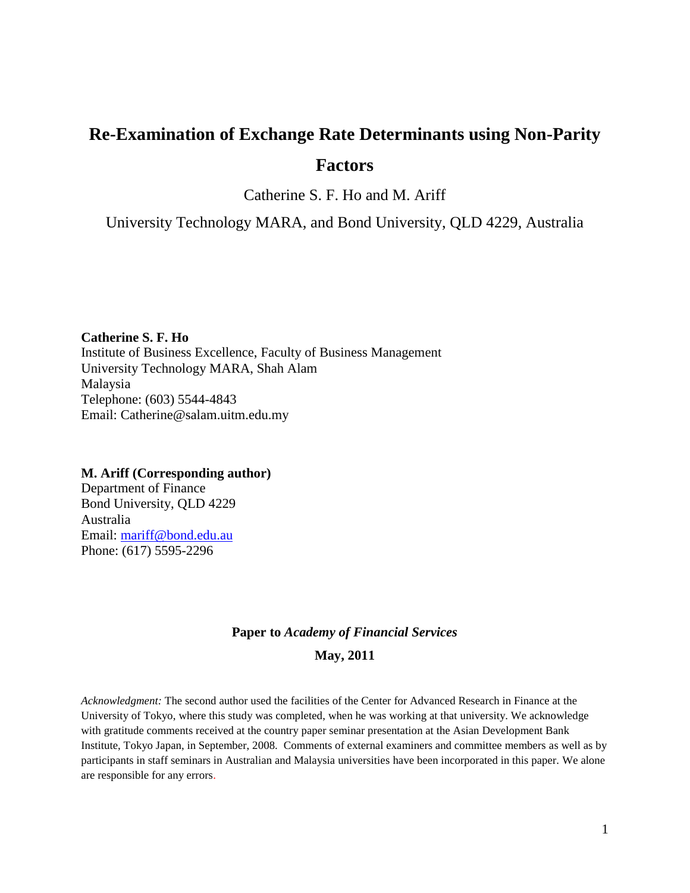# Re-Examination of Exchange Rate Determinants using Non-Parity Factors

Catherine S. F. Ho and M. Ariff

University Technology MARA, and Bond University, QLD 4229, Australia

**Catherine S. F. Ho**
Institute of Business Excellence, Faculty of Business Management
University Technology MARA, Shah Alam
Malaysia
Telephone: (603) 5544-4843
Email: Catherine@salam.uitm.edu.my

**M. Ariff (Corresponding author)**
Department of Finance
Bond University, QLD 4229
Australia
Email: mariff@bond.edu.au
Phone: (617) 5595-2296

**Paper to *Academy of Financial Services***

**May, 2011**

*Acknowledgment:* The second author used the facilities of the Center for Advanced Research in Finance at the University of Tokyo, where this study was completed, when he was working at that university. We acknowledge with gratitude comments received at the country paper seminar presentation at the Asian Development Bank Institute, Tokyo Japan, in September, 2008. Comments of external examiners and committee members as well as by participants in staff seminars in Australian and Malaysia universities have been incorporated in this paper. We alone are responsible for any errors.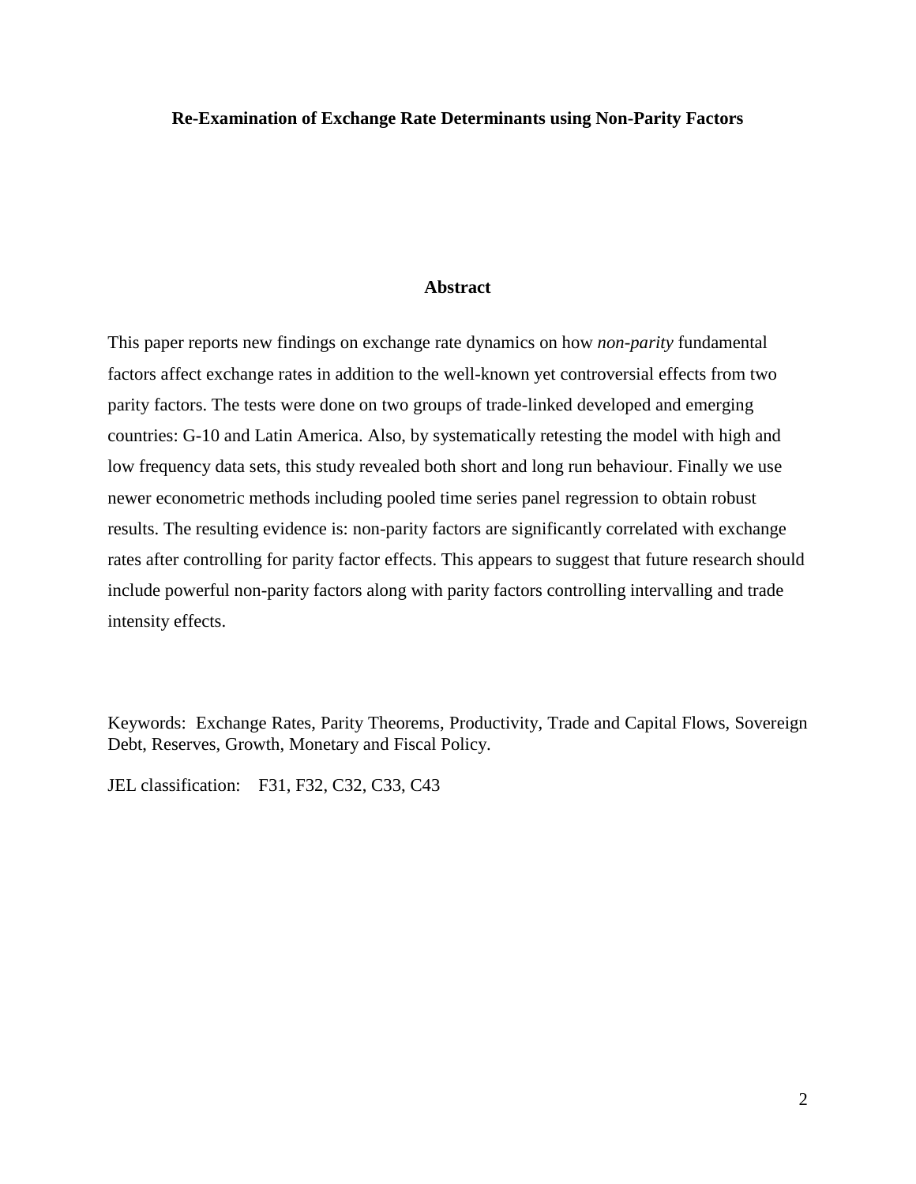**Re-Examination of Exchange Rate Determinants using Non-Parity Factors**

## Abstract

This paper reports new findings on exchange rate dynamics on how *non-parity* fundamental factors affect exchange rates in addition to the well-known yet controversial effects from two parity factors. The tests were done on two groups of trade-linked developed and emerging countries: G-10 and Latin America. Also, by systematically retesting the model with high and low frequency data sets, this study revealed both short and long run behaviour. Finally we use newer econometric methods including pooled time series panel regression to obtain robust results. The resulting evidence is: non-parity factors are significantly correlated with exchange rates after controlling for parity factor effects. This appears to suggest that future research should include powerful non-parity factors along with parity factors controlling intervalling and trade intensity effects.

Keywords: Exchange Rates, Parity Theorems, Productivity, Trade and Capital Flows, Sovereign Debt, Reserves, Growth, Monetary and Fiscal Policy.

JEL classification: F31, F32, C32, C33, C43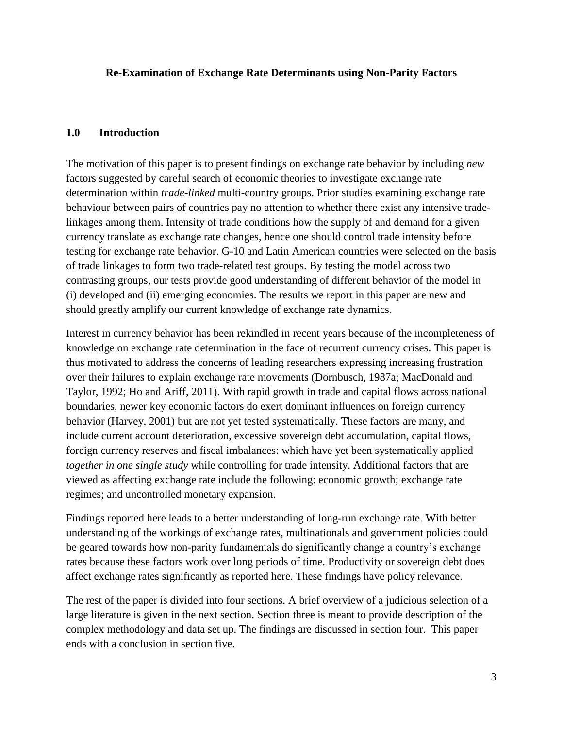**Re-Examination of Exchange Rate Determinants using Non-Parity Factors**

## 1.0 Introduction

The motivation of this paper is to present findings on exchange rate behavior by including *new* factors suggested by careful search of economic theories to investigate exchange rate determination within *trade-linked* multi-country groups. Prior studies examining exchange rate behaviour between pairs of countries pay no attention to whether there exist any intensive trade-linkages among them. Intensity of trade conditions how the supply of and demand for a given currency translate as exchange rate changes, hence one should control trade intensity before testing for exchange rate behavior. G-10 and Latin American countries were selected on the basis of trade linkages to form two trade-related test groups. By testing the model across two contrasting groups, our tests provide good understanding of different behavior of the model in (i) developed and (ii) emerging economies. The results we report in this paper are new and should greatly amplify our current knowledge of exchange rate dynamics.

Interest in currency behavior has been rekindled in recent years because of the incompleteness of knowledge on exchange rate determination in the face of recurrent currency crises. This paper is thus motivated to address the concerns of leading researchers expressing increasing frustration over their failures to explain exchange rate movements (Dornbusch, 1987a; MacDonald and Taylor, 1992; Ho and Ariff, 2011). With rapid growth in trade and capital flows across national boundaries, newer key economic factors do exert dominant influences on foreign currency behavior (Harvey, 2001) but are not yet tested systematically. These factors are many, and include current account deterioration, excessive sovereign debt accumulation, capital flows, foreign currency reserves and fiscal imbalances: which have yet been systematically applied *together in one single study* while controlling for trade intensity. Additional factors that are viewed as affecting exchange rate include the following: economic growth; exchange rate regimes; and uncontrolled monetary expansion.

Findings reported here leads to a better understanding of long-run exchange rate. With better understanding of the workings of exchange rates, multinationals and government policies could be geared towards how non-parity fundamentals do significantly change a country's exchange rates because these factors work over long periods of time. Productivity or sovereign debt does affect exchange rates significantly as reported here. These findings have policy relevance.

The rest of the paper is divided into four sections. A brief overview of a judicious selection of a large literature is given in the next section. Section three is meant to provide description of the complex methodology and data set up. The findings are discussed in section four. This paper ends with a conclusion in section five.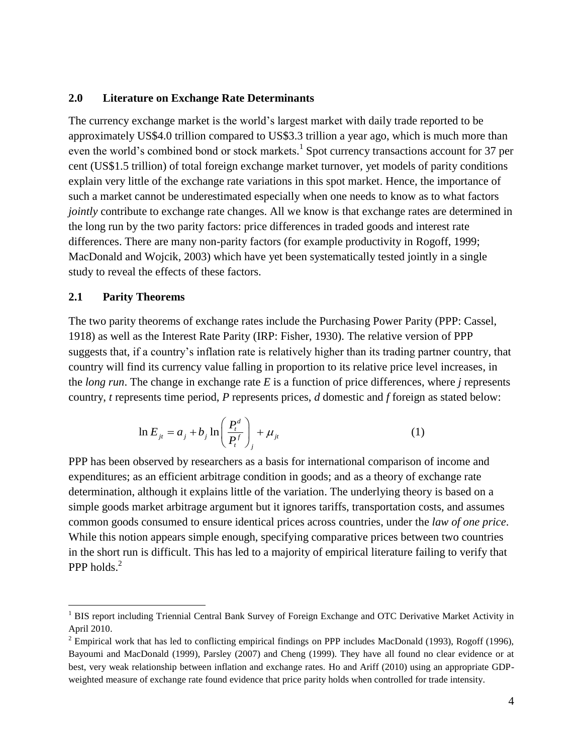## 2.0 Literature on Exchange Rate Determinants

The currency exchange market is the world's largest market with daily trade reported to be approximately US$4.0 trillion compared to US$3.3 trillion a year ago, which is much more than even the world's combined bond or stock markets.[1] Spot currency transactions account for 37 per cent (US$1.5 trillion) of total foreign exchange market turnover, yet models of parity conditions explain very little of the exchange rate variations in this spot market. Hence, the importance of such a market cannot be underestimated especially when one needs to know as to what factors *jointly* contribute to exchange rate changes. All we know is that exchange rates are determined in the long run by the two parity factors: price differences in traded goods and interest rate differences. There are many non-parity factors (for example productivity in Rogoff, 1999; MacDonald and Wojcik, 2003) which have yet been systematically tested jointly in a single study to reveal the effects of these factors.

### 2.1 Parity Theorems

The two parity theorems of exchange rates include the Purchasing Power Parity (PPP: Cassel, 1918) as well as the Interest Rate Parity (IRP: Fisher, 1930). The relative version of PPP suggests that, if a country's inflation rate is relatively higher than its trading partner country, that country will find its currency value falling in proportion to its relative price level increases, in the *long run*. The change in exchange rate *E* is a function of price differences, where *j* represents country, *t* represents time period, *P* represents prices, *d* domestic and *f* foreign as stated below:

$$\ln E_{jt} = a_j + b_j \ln\left(\frac{P_t^d}{P_t^f}\right)_j + \mu_{jt} \tag{1}$$

PPP has been observed by researchers as a basis for international comparison of income and expenditures; as an efficient arbitrage condition in goods; and as a theory of exchange rate determination, although it explains little of the variation. The underlying theory is based on a simple goods market arbitrage argument but it ignores tariffs, transportation costs, and assumes common goods consumed to ensure identical prices across countries, under the *law of one price*. While this notion appears simple enough, specifying comparative prices between two countries in the short run is difficult. This has led to a majority of empirical literature failing to verify that PPP holds.[2]

---

[1] BIS report including Triennial Central Bank Survey of Foreign Exchange and OTC Derivative Market Activity in April 2010.

[2] Empirical work that has led to conflicting empirical findings on PPP includes MacDonald (1993), Rogoff (1996), Bayoumi and MacDonald (1999), Parsley (2007) and Cheng (1999). They have all found no clear evidence or at best, very weak relationship between inflation and exchange rates. Ho and Ariff (2010) using an appropriate GDP-weighted measure of exchange rate found evidence that price parity holds when controlled for trade intensity.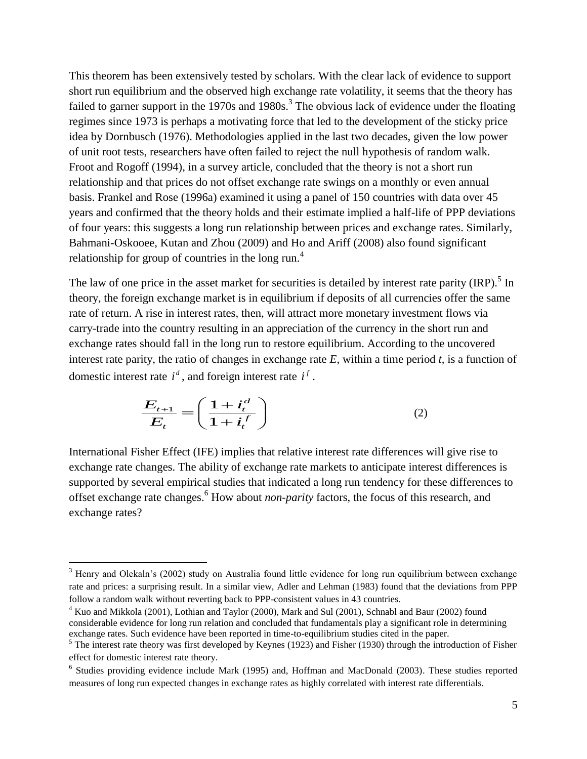This theorem has been extensively tested by scholars. With the clear lack of evidence to support short run equilibrium and the observed high exchange rate volatility, it seems that the theory has failed to garner support in the 1970s and 1980s.[3] The obvious lack of evidence under the floating regimes since 1973 is perhaps a motivating force that led to the development of the sticky price idea by Dornbusch (1976). Methodologies applied in the last two decades, given the low power of unit root tests, researchers have often failed to reject the null hypothesis of random walk. Froot and Rogoff (1994), in a survey article, concluded that the theory is not a short run relationship and that prices do not offset exchange rate swings on a monthly or even annual basis. Frankel and Rose (1996a) examined it using a panel of 150 countries with data over 45 years and confirmed that the theory holds and their estimate implied a half-life of PPP deviations of four years: this suggests a long run relationship between prices and exchange rates. Similarly, Bahmani-Oskooee, Kutan and Zhou (2009) and Ho and Ariff (2008) also found significant relationship for group of countries in the long run.[4]

The law of one price in the asset market for securities is detailed by interest rate parity (IRP).[5] In theory, the foreign exchange market is in equilibrium if deposits of all currencies offer the same rate of return. A rise in interest rates, then, will attract more monetary investment flows via carry-trade into the country resulting in an appreciation of the currency in the short run and exchange rates should fall in the long run to restore equilibrium. According to the uncovered interest rate parity, the ratio of changes in exchange rate *E*, within a time period *t*, is a function of domestic interest rate $i^d$, and foreign interest rate $i^f$.

$$\frac{E_{t+1}}{E_t} = \left( \frac{1 + i_t^d}{1 + i_t^f} \right) \tag{2}$$

International Fisher Effect (IFE) implies that relative interest rate differences will give rise to exchange rate changes. The ability of exchange rate markets to anticipate interest differences is supported by several empirical studies that indicated a long run tendency for these differences to offset exchange rate changes.[6] How about *non-parity* factors, the focus of this research, and exchange rates?

---

[3] Henry and Olekaln's (2002) study on Australia found little evidence for long run equilibrium between exchange rate and prices: a surprising result. In a similar view, Adler and Lehman (1983) found that the deviations from PPP follow a random walk without reverting back to PPP-consistent values in 43 countries.

[4] Kuo and Mikkola (2001), Lothian and Taylor (2000), Mark and Sul (2001), Schnabl and Baur (2002) found considerable evidence for long run relation and concluded that fundamentals play a significant role in determining exchange rates. Such evidence have been reported in time-to-equilibrium studies cited in the paper.

[5] The interest rate theory was first developed by Keynes (1923) and Fisher (1930) through the introduction of Fisher effect for domestic interest rate theory.

[6] Studies providing evidence include Mark (1995) and, Hoffman and MacDonald (2003). These studies reported measures of long run expected changes in exchange rates as highly correlated with interest rate differentials.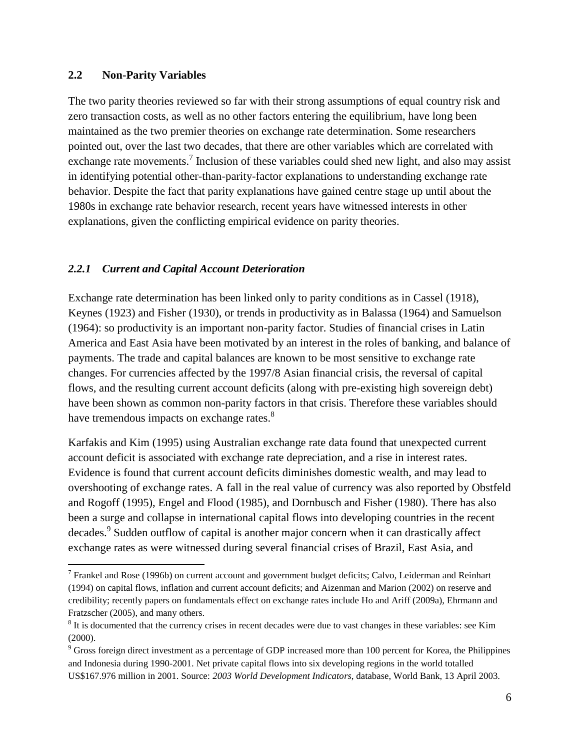## 2.2 Non-Parity Variables

The two parity theories reviewed so far with their strong assumptions of equal country risk and zero transaction costs, as well as no other factors entering the equilibrium, have long been maintained as the two premier theories on exchange rate determination. Some researchers pointed out, over the last two decades, that there are other variables which are correlated with exchange rate movements.[7] Inclusion of these variables could shed new light, and also may assist in identifying potential other-than-parity-factor explanations to understanding exchange rate behavior. Despite the fact that parity explanations have gained centre stage up until about the 1980s in exchange rate behavior research, recent years have witnessed interests in other explanations, given the conflicting empirical evidence on parity theories.

### *2.2.1 Current and Capital Account Deterioration*

Exchange rate determination has been linked only to parity conditions as in Cassel (1918), Keynes (1923) and Fisher (1930), or trends in productivity as in Balassa (1964) and Samuelson (1964): so productivity is an important non-parity factor. Studies of financial crises in Latin America and East Asia have been motivated by an interest in the roles of banking, and balance of payments. The trade and capital balances are known to be most sensitive to exchange rate changes. For currencies affected by the 1997/8 Asian financial crisis, the reversal of capital flows, and the resulting current account deficits (along with pre-existing high sovereign debt) have been shown as common non-parity factors in that crisis. Therefore these variables should have tremendous impacts on exchange rates.[8]

Karfakis and Kim (1995) using Australian exchange rate data found that unexpected current account deficit is associated with exchange rate depreciation, and a rise in interest rates. Evidence is found that current account deficits diminishes domestic wealth, and may lead to overshooting of exchange rates. A fall in the real value of currency was also reported by Obstfeld and Rogoff (1995), Engel and Flood (1985), and Dornbusch and Fisher (1980). There has also been a surge and collapse in international capital flows into developing countries in the recent decades.[9] Sudden outflow of capital is another major concern when it can drastically affect exchange rates as were witnessed during several financial crises of Brazil, East Asia, and

[7] Frankel and Rose (1996b) on current account and government budget deficits; Calvo, Leiderman and Reinhart (1994) on capital flows, inflation and current account deficits; and Aizenman and Marion (2002) on reserve and credibility; recently papers on fundamentals effect on exchange rates include Ho and Ariff (2009a), Ehrmann and Fratzscher (2005), and many others.

[8] It is documented that the currency crises in recent decades were due to vast changes in these variables: see Kim (2000).

[9] Gross foreign direct investment as a percentage of GDP increased more than 100 percent for Korea, the Philippines and Indonesia during 1990-2001. Net private capital flows into six developing regions in the world totalled US$167.976 million in 2001. Source: *2003 World Development Indicators*, database, World Bank, 13 April 2003.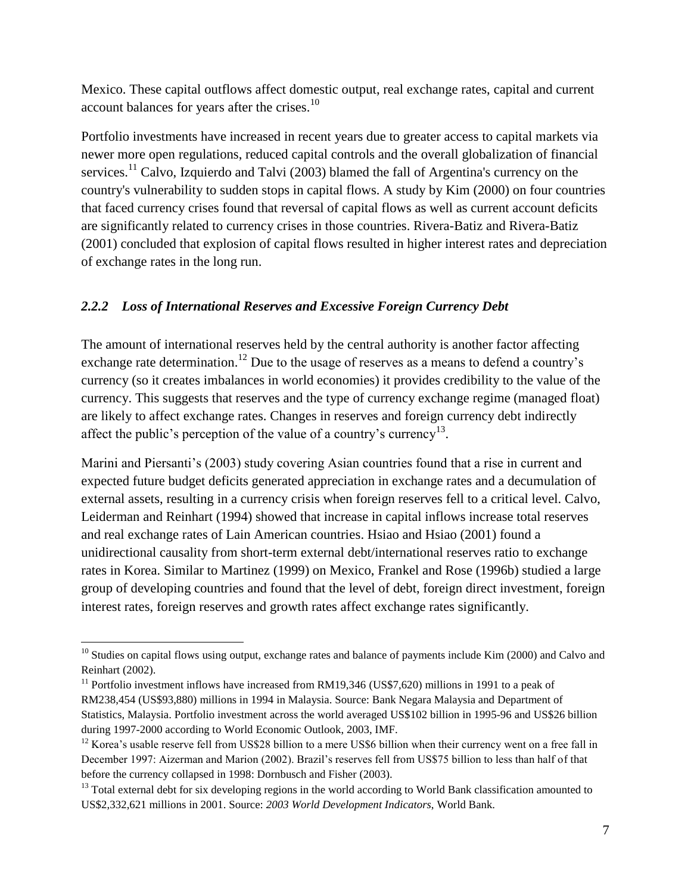Mexico. These capital outflows affect domestic output, real exchange rates, capital and current account balances for years after the crises.[10]

Portfolio investments have increased in recent years due to greater access to capital markets via newer more open regulations, reduced capital controls and the overall globalization of financial services.[11] Calvo, Izquierdo and Talvi (2003) blamed the fall of Argentina's currency on the country's vulnerability to sudden stops in capital flows. A study by Kim (2000) on four countries that faced currency crises found that reversal of capital flows as well as current account deficits are significantly related to currency crises in those countries. Rivera-Batiz and Rivera-Batiz (2001) concluded that explosion of capital flows resulted in higher interest rates and depreciation of exchange rates in the long run.

### *2.2.2 Loss of International Reserves and Excessive Foreign Currency Debt*

The amount of international reserves held by the central authority is another factor affecting exchange rate determination.[12] Due to the usage of reserves as a means to defend a country's currency (so it creates imbalances in world economies) it provides credibility to the value of the currency. This suggests that reserves and the type of currency exchange regime (managed float) are likely to affect exchange rates. Changes in reserves and foreign currency debt indirectly affect the public's perception of the value of a country's currency[13].

Marini and Piersanti's (2003) study covering Asian countries found that a rise in current and expected future budget deficits generated appreciation in exchange rates and a decumulation of external assets, resulting in a currency crisis when foreign reserves fell to a critical level. Calvo, Leiderman and Reinhart (1994) showed that increase in capital inflows increase total reserves and real exchange rates of Lain American countries. Hsiao and Hsiao (2001) found a unidirectional causality from short-term external debt/international reserves ratio to exchange rates in Korea. Similar to Martinez (1999) on Mexico, Frankel and Rose (1996b) studied a large group of developing countries and found that the level of debt, foreign direct investment, foreign interest rates, foreign reserves and growth rates affect exchange rates significantly.

---

[10] Studies on capital flows using output, exchange rates and balance of payments include Kim (2000) and Calvo and Reinhart (2002).

[11] Portfolio investment inflows have increased from RM19,346 (US$7,620) millions in 1991 to a peak of RM238,454 (US$93,880) millions in 1994 in Malaysia. Source: Bank Negara Malaysia and Department of Statistics, Malaysia. Portfolio investment across the world averaged US$102 billion in 1995-96 and US$26 billion during 1997-2000 according to World Economic Outlook, 2003, IMF.

[12] Korea's usable reserve fell from US$28 billion to a mere US$6 billion when their currency went on a free fall in December 1997: Aizerman and Marion (2002). Brazil's reserves fell from US$75 billion to less than half of that before the currency collapsed in 1998: Dornbusch and Fisher (2003).

[13] Total external debt for six developing regions in the world according to World Bank classification amounted to US$2,332,621 millions in 2001. Source: *2003 World Development Indicators*, World Bank.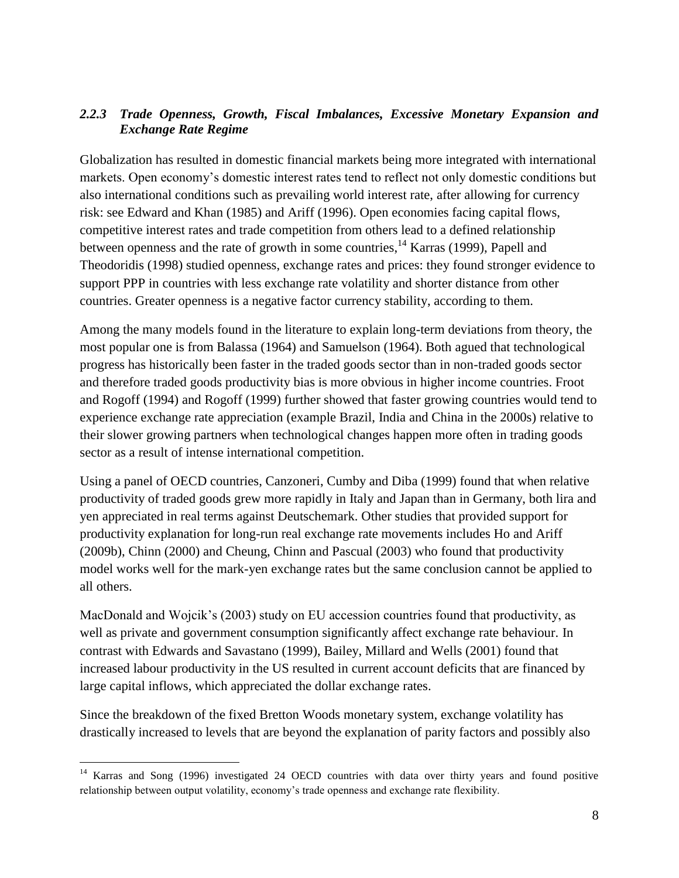### *2.2.3 Trade Openness, Growth, Fiscal Imbalances, Excessive Monetary Expansion and Exchange Rate Regime*

Globalization has resulted in domestic financial markets being more integrated with international markets. Open economy's domestic interest rates tend to reflect not only domestic conditions but also international conditions such as prevailing world interest rate, after allowing for currency risk: see Edward and Khan (1985) and Ariff (1996). Open economies facing capital flows, competitive interest rates and trade competition from others lead to a defined relationship between openness and the rate of growth in some countries,[14] Karras (1999), Papell and Theodoridis (1998) studied openness, exchange rates and prices: they found stronger evidence to support PPP in countries with less exchange rate volatility and shorter distance from other countries. Greater openness is a negative factor currency stability, according to them.

Among the many models found in the literature to explain long-term deviations from theory, the most popular one is from Balassa (1964) and Samuelson (1964). Both agued that technological progress has historically been faster in the traded goods sector than in non-traded goods sector and therefore traded goods productivity bias is more obvious in higher income countries. Froot and Rogoff (1994) and Rogoff (1999) further showed that faster growing countries would tend to experience exchange rate appreciation (example Brazil, India and China in the 2000s) relative to their slower growing partners when technological changes happen more often in trading goods sector as a result of intense international competition.

Using a panel of OECD countries, Canzoneri, Cumby and Diba (1999) found that when relative productivity of traded goods grew more rapidly in Italy and Japan than in Germany, both lira and yen appreciated in real terms against Deutschemark. Other studies that provided support for productivity explanation for long-run real exchange rate movements includes Ho and Ariff (2009b), Chinn (2000) and Cheung, Chinn and Pascual (2003) who found that productivity model works well for the mark-yen exchange rates but the same conclusion cannot be applied to all others.

MacDonald and Wojcik's (2003) study on EU accession countries found that productivity, as well as private and government consumption significantly affect exchange rate behaviour. In contrast with Edwards and Savastano (1999), Bailey, Millard and Wells (2001) found that increased labour productivity in the US resulted in current account deficits that are financed by large capital inflows, which appreciated the dollar exchange rates.

Since the breakdown of the fixed Bretton Woods monetary system, exchange volatility has drastically increased to levels that are beyond the explanation of parity factors and possibly also

---

[14] Karras and Song (1996) investigated 24 OECD countries with data over thirty years and found positive relationship between output volatility, economy's trade openness and exchange rate flexibility.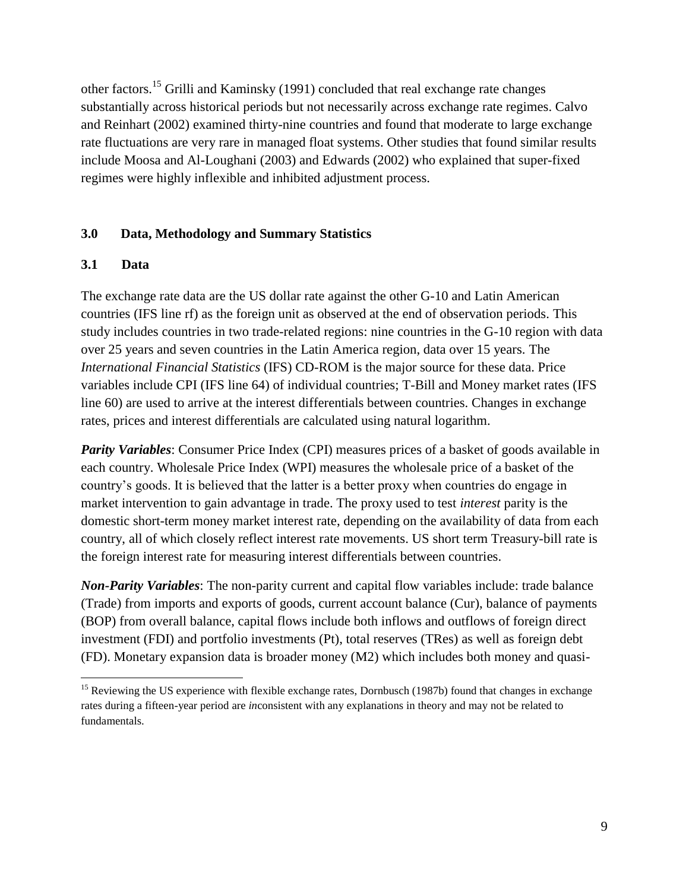other factors.[15] Grilli and Kaminsky (1991) concluded that real exchange rate changes substantially across historical periods but not necessarily across exchange rate regimes. Calvo and Reinhart (2002) examined thirty-nine countries and found that moderate to large exchange rate fluctuations are very rare in managed float systems. Other studies that found similar results include Moosa and Al-Loughani (2003) and Edwards (2002) who explained that super-fixed regimes were highly inflexible and inhibited adjustment process.

## 3.0 Data, Methodology and Summary Statistics

### 3.1 Data

The exchange rate data are the US dollar rate against the other G-10 and Latin American countries (IFS line rf) as the foreign unit as observed at the end of observation periods. This study includes countries in two trade-related regions: nine countries in the G-10 region with data over 25 years and seven countries in the Latin America region, data over 15 years. The *International Financial Statistics* (IFS) CD-ROM is the major source for these data. Price variables include CPI (IFS line 64) of individual countries; T-Bill and Money market rates (IFS line 60) are used to arrive at the interest differentials between countries. Changes in exchange rates, prices and interest differentials are calculated using natural logarithm.

***Parity Variables***: Consumer Price Index (CPI) measures prices of a basket of goods available in each country. Wholesale Price Index (WPI) measures the wholesale price of a basket of the country's goods. It is believed that the latter is a better proxy when countries do engage in market intervention to gain advantage in trade. The proxy used to test *interest* parity is the domestic short-term money market interest rate, depending on the availability of data from each country, all of which closely reflect interest rate movements. US short term Treasury-bill rate is the foreign interest rate for measuring interest differentials between countries.

***Non-Parity Variables***: The non-parity current and capital flow variables include: trade balance (Trade) from imports and exports of goods, current account balance (Cur), balance of payments (BOP) from overall balance, capital flows include both inflows and outflows of foreign direct investment (FDI) and portfolio investments (Pt), total reserves (TRes) as well as foreign debt (FD). Monetary expansion data is broader money (M2) which includes both money and quasi-

[15] Reviewing the US experience with flexible exchange rates, Dornbusch (1987b) found that changes in exchange rates during a fifteen-year period are *in*consistent with any explanations in theory and may not be related to fundamentals.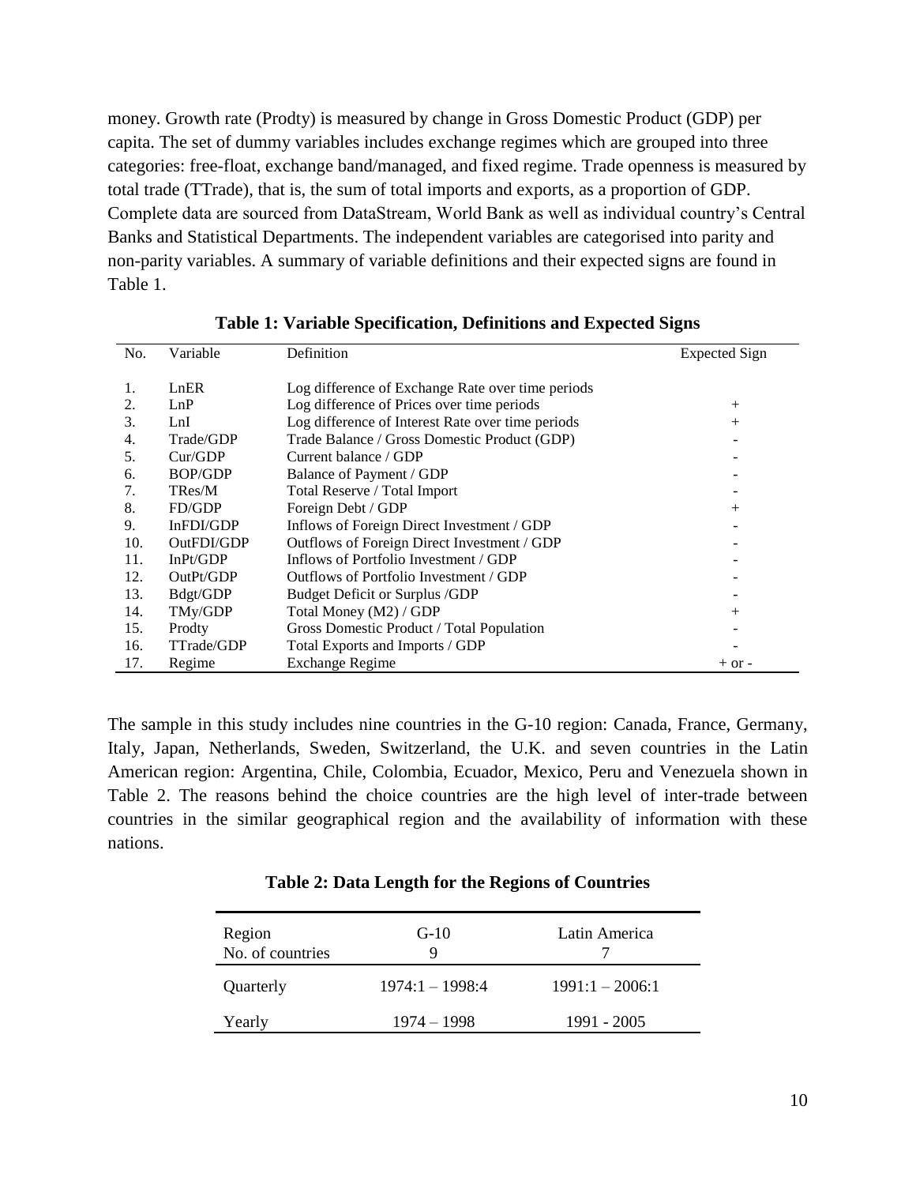money. Growth rate (Prodty) is measured by change in Gross Domestic Product (GDP) per capita. The set of dummy variables includes exchange regimes which are grouped into three categories: free-float, exchange band/managed, and fixed regime. Trade openness is measured by total trade (TTrade), that is, the sum of total imports and exports, as a proportion of GDP. Complete data are sourced from DataStream, World Bank as well as individual country's Central Banks and Statistical Departments. The independent variables are categorised into parity and non-parity variables. A summary of variable definitions and their expected signs are found in Table 1.

**Table 1: Variable Specification, Definitions and Expected Signs**

| No. | Variable | Definition | Expected Sign |
|---|---|---|---|
| 1. | LnER | Log difference of Exchange Rate over time periods | |
| 2. | LnP | Log difference of Prices over time periods | + |
| 3. | LnI | Log difference of Interest Rate over time periods | + |
| 4. | Trade/GDP | Trade Balance / Gross Domestic Product (GDP) | - |
| 5. | Cur/GDP | Current balance / GDP | - |
| 6. | BOP/GDP | Balance of Payment / GDP | - |
| 7. | TRes/M | Total Reserve / Total Import | - |
| 8. | FD/GDP | Foreign Debt / GDP | + |
| 9. | InFDI/GDP | Inflows of Foreign Direct Investment / GDP | - |
| 10. | OutFDI/GDP | Outflows of Foreign Direct Investment / GDP | - |
| 11. | InPt/GDP | Inflows of Portfolio Investment / GDP | - |
| 12. | OutPt/GDP | Outflows of Portfolio Investment / GDP | - |
| 13. | Bdgt/GDP | Budget Deficit or Surplus /GDP | - |
| 14. | TMy/GDP | Total Money (M2) / GDP | + |
| 15. | Prodty | Gross Domestic Product / Total Population | - |
| 16. | TTrade/GDP | Total Exports and Imports / GDP | - |
| 17. | Regime | Exchange Regime | + or - |

The sample in this study includes nine countries in the G-10 region: Canada, France, Germany, Italy, Japan, Netherlands, Sweden, Switzerland, the U.K. and seven countries in the Latin American region: Argentina, Chile, Colombia, Ecuador, Mexico, Peru and Venezuela shown in Table 2. The reasons behind the choice countries are the high level of inter-trade between countries in the similar geographical region and the availability of information with these nations.

**Table 2: Data Length for the Regions of Countries**

| Region<br>No. of countries | G-10<br>9 | Latin America<br>7 |
|---|---|---|
| Quarterly | 1974:1 – 1998:4 | 1991:1 – 2006:1 |
| Yearly | 1974 – 1998 | 1991 - 2005 |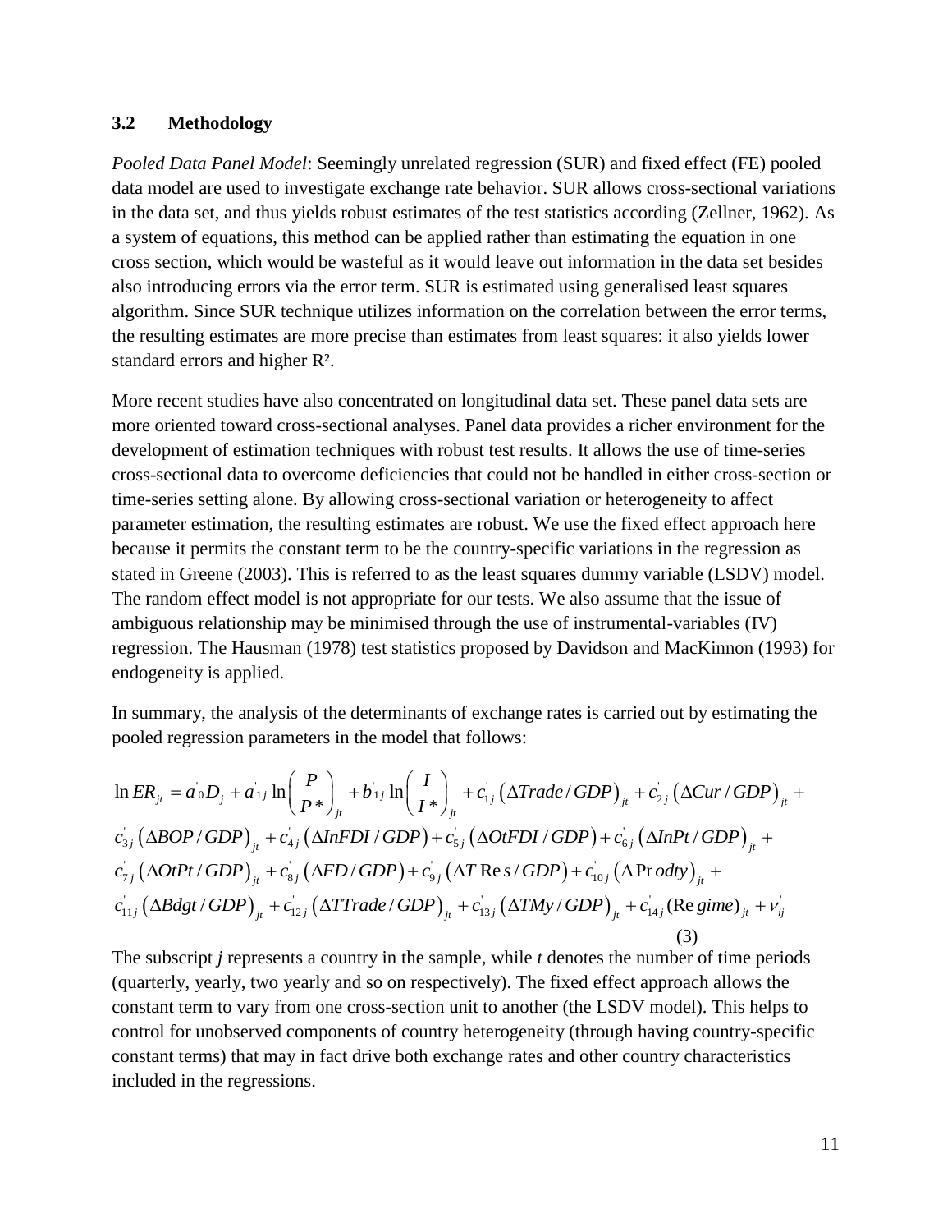### 3.2 Methodology

*Pooled Data Panel Model*: Seemingly unrelated regression (SUR) and fixed effect (FE) pooled data model are used to investigate exchange rate behavior. SUR allows cross-sectional variations in the data set, and thus yields robust estimates of the test statistics according (Zellner, 1962). As a system of equations, this method can be applied rather than estimating the equation in one cross section, which would be wasteful as it would leave out information in the data set besides also introducing errors via the error term. SUR is estimated using generalised least squares algorithm. Since SUR technique utilizes information on the correlation between the error terms, the resulting estimates are more precise than estimates from least squares: it also yields lower standard errors and higher $R^2$.

More recent studies have also concentrated on longitudinal data set. These panel data sets are more oriented toward cross-sectional analyses. Panel data provides a richer environment for the development of estimation techniques with robust test results. It allows the use of time-series cross-sectional data to overcome deficiencies that could not be handled in either cross-section or time-series setting alone. By allowing cross-sectional variation or heterogeneity to affect parameter estimation, the resulting estimates are robust. We use the fixed effect approach here because it permits the constant term to be the country-specific variations in the regression as stated in Greene (2003). This is referred to as the least squares dummy variable (LSDV) model. The random effect model is not appropriate for our tests. We also assume that the issue of ambiguous relationship may be minimised through the use of instrumental-variables (IV) regression. The Hausman (1978) test statistics proposed by Davidson and MacKinnon (1993) for endogeneity is applied.

In summary, the analysis of the determinants of exchange rates is carried out by estimating the pooled regression parameters in the model that follows:

$$
\begin{aligned}
\ln ER_{jt} = {} & a'_{0}D_{j} + a'_{1j}\ln\left(\frac{P}{P*}\right)_{jt} + b'_{1j}\ln\left(\frac{I}{I*}\right)_{jt} + c'_{1j}\left(\Delta Trade/GDP\right)_{jt} + c'_{2j}\left(\Delta Cur/GDP\right)_{jt} + \\
& c'_{3j}\left(\Delta BOP/GDP\right)_{jt} + c'_{4j}\left(\Delta InFDI/GDP\right) + c'_{5j}\left(\Delta OtFDI/GDP\right) + c'_{6j}\left(\Delta InPt/GDP\right)_{jt} + \\
& c'_{7j}\left(\Delta OtPt/GDP\right)_{jt} + c'_{8j}\left(\Delta FD/GDP\right) + c'_{9j}\left(\Delta T\,\mathrm{Re}s/GDP\right) + c'_{10j}\left(\Delta\,\mathrm{Pr}\,odty\right)_{jt} + \\
& c'_{11j}\left(\Delta Bdgt/GDP\right)_{jt} + c'_{12j}\left(\Delta TTrade/GDP\right)_{jt} + c'_{13j}\left(\Delta TMy/GDP\right)_{jt} + c'_{14j}(\mathrm{Re}\,gime)_{jt} + \nu'_{ij}
\end{aligned}
\tag{3}
$$

The subscript *j* represents a country in the sample, while *t* denotes the number of time periods (quarterly, yearly, two yearly and so on respectively). The fixed effect approach allows the constant term to vary from one cross-section unit to another (the LSDV model). This helps to control for unobserved components of country heterogeneity (through having country-specific constant terms) that may in fact drive both exchange rates and other country characteristics included in the regressions.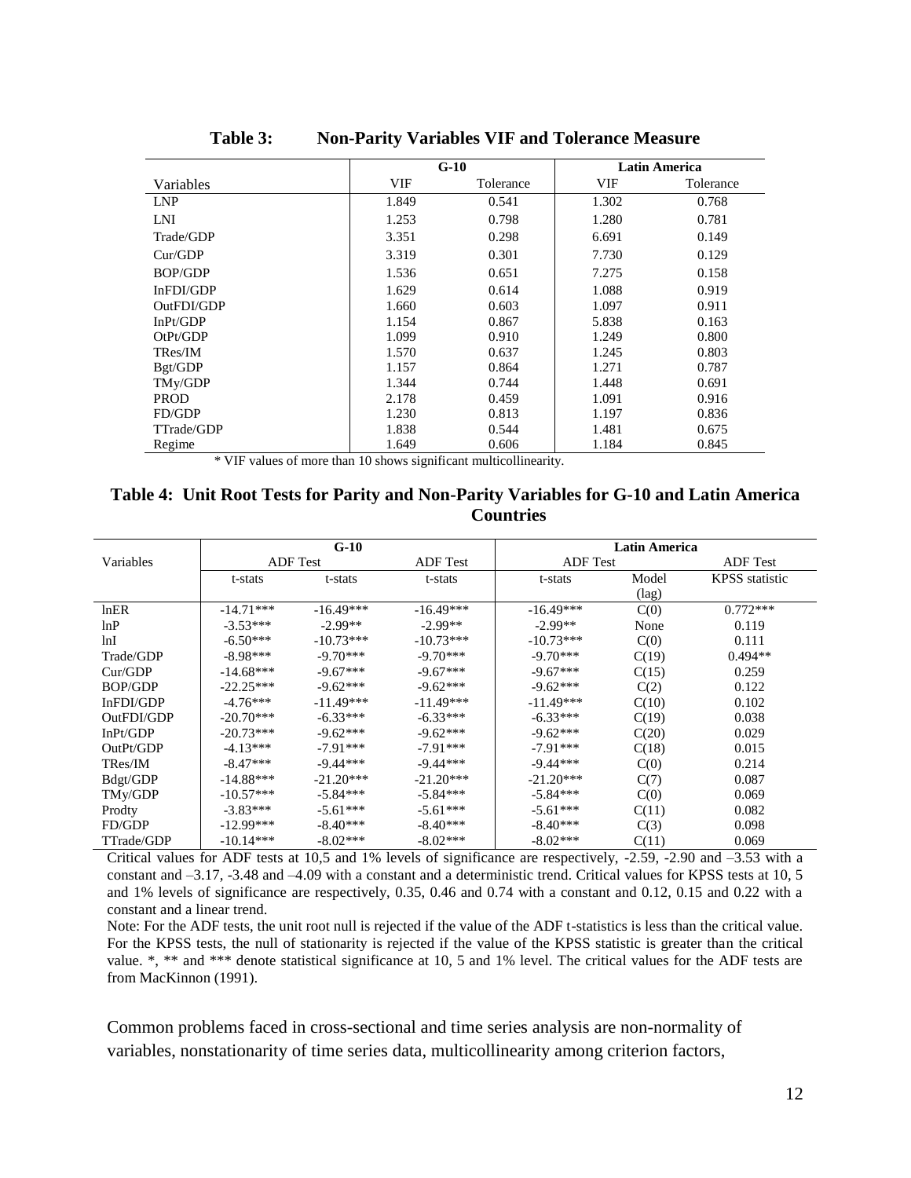**Table 3: Non-Parity Variables VIF and Tolerance Measure**

| | G-10 | | Latin America | |
|---|---|---|---|---|
| Variables | VIF | Tolerance | VIF | Tolerance |
| LNP | 1.849 | 0.541 | 1.302 | 0.768 |
| LNI | 1.253 | 0.798 | 1.280 | 0.781 |
| Trade/GDP | 3.351 | 0.298 | 6.691 | 0.149 |
| Cur/GDP | 3.319 | 0.301 | 7.730 | 0.129 |
| BOP/GDP | 1.536 | 0.651 | 7.275 | 0.158 |
| InFDI/GDP | 1.629 | 0.614 | 1.088 | 0.919 |
| OutFDI/GDP | 1.660 | 0.603 | 1.097 | 0.911 |
| InPt/GDP | 1.154 | 0.867 | 5.838 | 0.163 |
| OtPt/GDP | 1.099 | 0.910 | 1.249 | 0.800 |
| TRes/IM | 1.570 | 0.637 | 1.245 | 0.803 |
| Bgt/GDP | 1.157 | 0.864 | 1.271 | 0.787 |
| TMy/GDP | 1.344 | 0.744 | 1.448 | 0.691 |
| PROD | 2.178 | 0.459 | 1.091 | 0.916 |
| FD/GDP | 1.230 | 0.813 | 1.197 | 0.836 |
| TTrade/GDP | 1.838 | 0.544 | 1.481 | 0.675 |
| Regime | 1.649 | 0.606 | 1.184 | 0.845 |

* VIF values of more than 10 shows significant multicollinearity.

**Table 4: Unit Root Tests for Parity and Non-Parity Variables for G-10 and Latin America Countries**

| | G-10 | | | Latin America | | |
|---|---|---|---|---|---|---|
| Variables | ADF Test | | ADF Test | ADF Test | | ADF Test |
| | t-stats | t-stats | t-stats | t-stats | Model (lag) | KPSS statistic |
| lnER | -14.71*** | -16.49*** | -16.49*** | -16.49*** | C(0) | 0.772*** |
| lnP | -3.53*** | -2.99** | -2.99** | -2.99** | None | 0.119 |
| lnI | -6.50*** | -10.73*** | -10.73*** | -10.73*** | C(0) | 0.111 |
| Trade/GDP | -8.98*** | -9.70*** | -9.70*** | -9.70*** | C(19) | 0.494** |
| Cur/GDP | -14.68*** | -9.67*** | -9.67*** | -9.67*** | C(15) | 0.259 |
| BOP/GDP | -22.25*** | -9.62*** | -9.62*** | -9.62*** | C(2) | 0.122 |
| InFDI/GDP | -4.76*** | -11.49*** | -11.49*** | -11.49*** | C(10) | 0.102 |
| OutFDI/GDP | -20.70*** | -6.33*** | -6.33*** | -6.33*** | C(19) | 0.038 |
| InPt/GDP | -20.73*** | -9.62*** | -9.62*** | -9.62*** | C(20) | 0.029 |
| OutPt/GDP | -4.13*** | -7.91*** | -7.91*** | -7.91*** | C(18) | 0.015 |
| TRes/IM | -8.47*** | -9.44*** | -9.44*** | -9.44*** | C(0) | 0.214 |
| Bdgt/GDP | -14.88*** | -21.20*** | -21.20*** | -21.20*** | C(7) | 0.087 |
| TMy/GDP | -10.57*** | -5.84*** | -5.84*** | -5.84*** | C(0) | 0.069 |
| Prodty | -3.83*** | -5.61*** | -5.61*** | -5.61*** | C(11) | 0.082 |
| FD/GDP | -12.99*** | -8.40*** | -8.40*** | -8.40*** | C(3) | 0.098 |
| TTrade/GDP | -10.14*** | -8.02*** | -8.02*** | -8.02*** | C(11) | 0.069 |

Critical values for ADF tests at 10,5 and 1% levels of significance are respectively, -2.59, -2.90 and –3.53 with a constant and –3.17, -3.48 and –4.09 with a constant and a deterministic trend. Critical values for KPSS tests at 10, 5 and 1% levels of significance are respectively, 0.35, 0.46 and 0.74 with a constant and 0.12, 0.15 and 0.22 with a constant and a linear trend.

Note: For the ADF tests, the unit root null is rejected if the value of the ADF t-statistics is less than the critical value. For the KPSS tests, the null of stationarity is rejected if the value of the KPSS statistic is greater than the critical value. *, ** and *** denote statistical significance at 10, 5 and 1% level. The critical values for the ADF tests are from MacKinnon (1991).

Common problems faced in cross-sectional and time series analysis are non-normality of variables, nonstationarity of time series data, multicollinearity among criterion factors,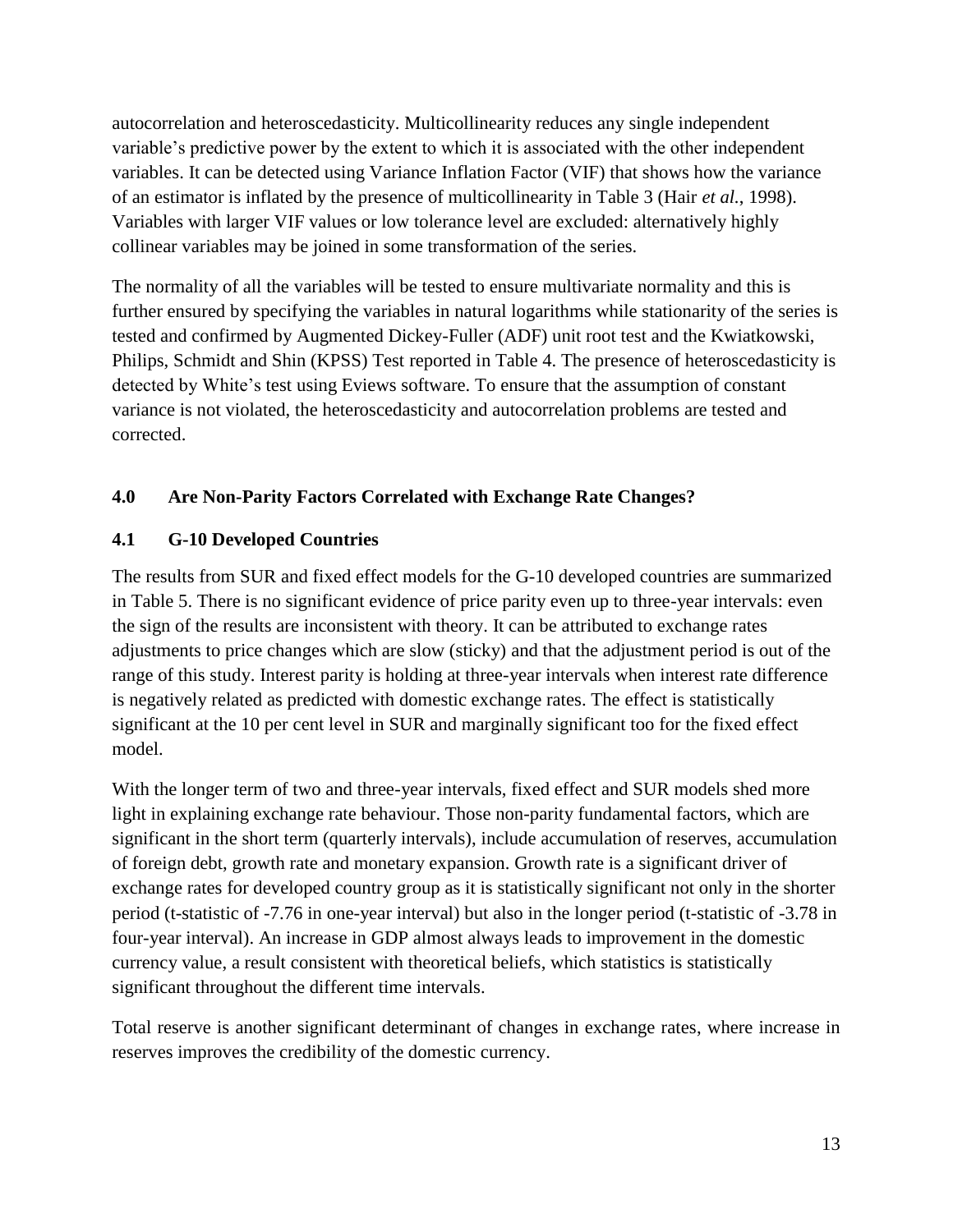autocorrelation and heteroscedasticity. Multicollinearity reduces any single independent variable's predictive power by the extent to which it is associated with the other independent variables. It can be detected using Variance Inflation Factor (VIF) that shows how the variance of an estimator is inflated by the presence of multicollinearity in Table 3 (Hair *et al.*, 1998). Variables with larger VIF values or low tolerance level are excluded: alternatively highly collinear variables may be joined in some transformation of the series.

The normality of all the variables will be tested to ensure multivariate normality and this is further ensured by specifying the variables in natural logarithms while stationarity of the series is tested and confirmed by Augmented Dickey-Fuller (ADF) unit root test and the Kwiatkowski, Philips, Schmidt and Shin (KPSS) Test reported in Table 4. The presence of heteroscedasticity is detected by White's test using Eviews software. To ensure that the assumption of constant variance is not violated, the heteroscedasticity and autocorrelation problems are tested and corrected.

## 4.0 Are Non-Parity Factors Correlated with Exchange Rate Changes?

### 4.1 G-10 Developed Countries

The results from SUR and fixed effect models for the G-10 developed countries are summarized in Table 5. There is no significant evidence of price parity even up to three-year intervals: even the sign of the results are inconsistent with theory. It can be attributed to exchange rates adjustments to price changes which are slow (sticky) and that the adjustment period is out of the range of this study. Interest parity is holding at three-year intervals when interest rate difference is negatively related as predicted with domestic exchange rates. The effect is statistically significant at the 10 per cent level in SUR and marginally significant too for the fixed effect model.

With the longer term of two and three-year intervals, fixed effect and SUR models shed more light in explaining exchange rate behaviour. Those non-parity fundamental factors, which are significant in the short term (quarterly intervals), include accumulation of reserves, accumulation of foreign debt, growth rate and monetary expansion. Growth rate is a significant driver of exchange rates for developed country group as it is statistically significant not only in the shorter period (t-statistic of -7.76 in one-year interval) but also in the longer period (t-statistic of -3.78 in four-year interval). An increase in GDP almost always leads to improvement in the domestic currency value, a result consistent with theoretical beliefs, which statistics is statistically significant throughout the different time intervals.

Total reserve is another significant determinant of changes in exchange rates, where increase in reserves improves the credibility of the domestic currency.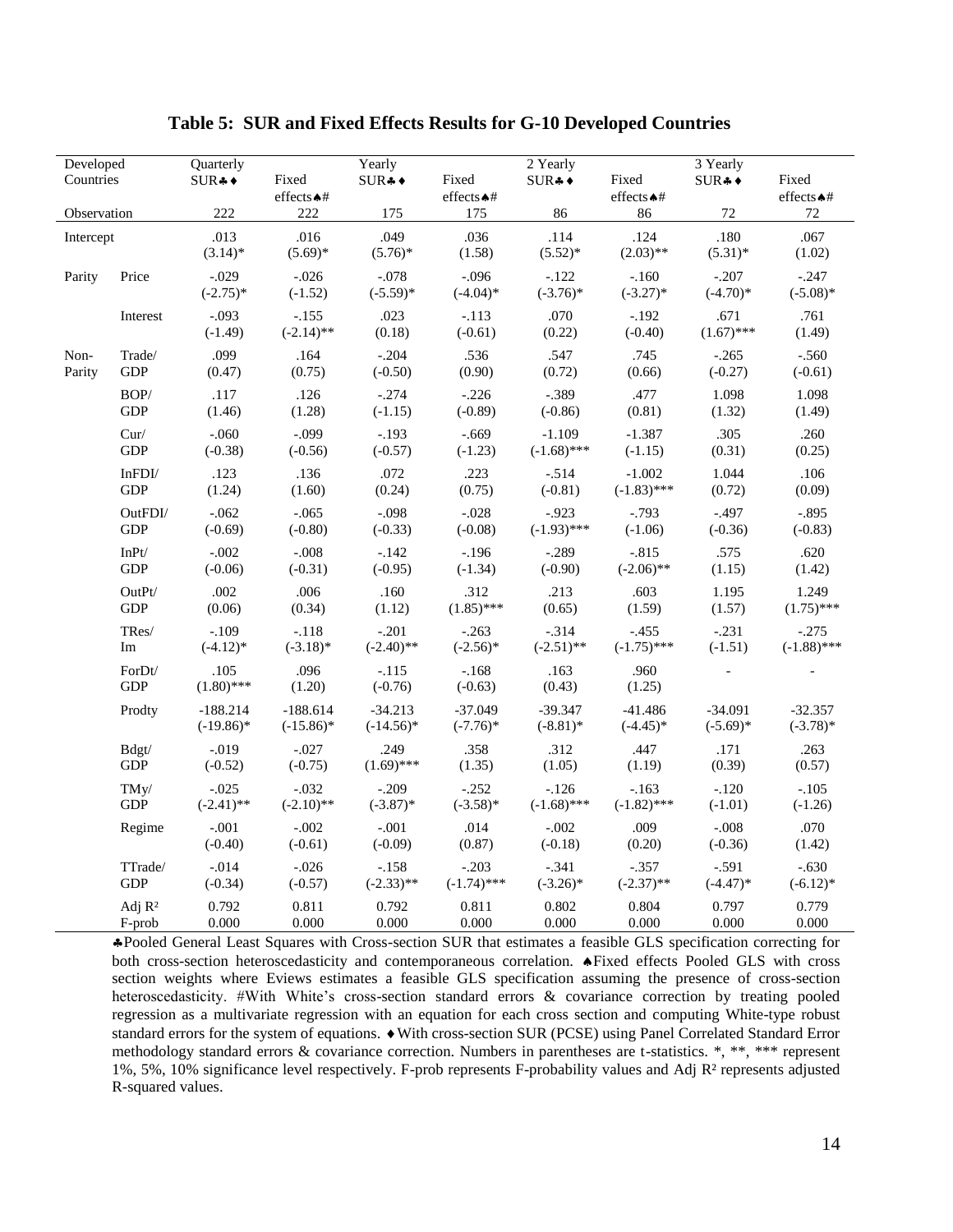# Table 5: SUR and Fixed Effects Results for G-10 Developed Countries

| Developed Countries | | Quarterly SUR♣♦ | Fixed effects♠# | Yearly SUR♣♦ | Fixed effects♠# | 2 Yearly SUR♣♦ | Fixed effects♠# | 3 Yearly SUR♣♦ | Fixed effects♠# |
|---|---|---|---|---|---|---|---|---|---|
| Observation | | 222 | 222 | 175 | 175 | 86 | 86 | 72 | 72 |
| Intercept | | .013 (3.14)* | .016 (5.69)* | .049 (5.76)* | .036 (1.58) | .114 (5.52)* | .124 (2.03)** | .180 (5.31)* | .067 (1.02) |
| Parity | Price | -.029 (-2.75)* | -.026 (-1.52) | -.078 (-5.59)* | -.096 (-4.04)* | -.122 (-3.76)* | -.160 (-3.27)* | -.207 (-4.70)* | -.247 (-5.08)* |
| | Interest | -.093 (-1.49) | -.155 (-2.14)** | .023 (0.18) | -.113 (-0.61) | .070 (0.22) | -.192 (-0.40) | .671 (1.67)*** | .761 (1.49) |
| Non-Parity | Trade/ GDP | .099 (0.47) | .164 (0.75) | -.204 (-0.50) | .536 (0.90) | .547 (0.72) | .745 (0.66) | -.265 (-0.27) | -.560 (-0.61) |
| | BOP/ GDP | .117 (1.46) | .126 (1.28) | -.274 (-1.15) | -.226 (-0.89) | -.389 (-0.86) | .477 (0.81) | 1.098 (1.32) | 1.098 (1.49) |
| | Cur/ GDP | -.060 (-0.38) | -.099 (-0.56) | -.193 (-0.57) | -.669 (-1.23) | -1.109 (-1.68)*** | -1.387 (-1.15) | .305 (0.31) | .260 (0.25) |
| | InFDI/ GDP | .123 (1.24) | .136 (1.60) | .072 (0.24) | .223 (0.75) | -.514 (-0.81) | -1.002 (-1.83)*** | 1.044 (0.72) | .106 (0.09) |
| | OutFDI/ GDP | -.062 (-0.69) | -.065 (-0.80) | -.098 (-0.33) | -.028 (-0.08) | -.923 (-1.93)*** | -.793 (-1.06) | -.497 (-0.36) | -.895 (-0.83) |
| | InPt/ GDP | -.002 (-0.06) | -.008 (-0.31) | -.142 (-0.95) | -.196 (-1.34) | -.289 (-0.90) | -.815 (-2.06)** | .575 (1.15) | .620 (1.42) |
| | OutPt/ GDP | .002 (0.06) | .006 (0.34) | .160 (1.12) | .312 (1.85)*** | .213 (0.65) | .603 (1.59) | 1.195 (1.57) | 1.249 (1.75)*** |
| | TRes/ Im | -.109 (-4.12)* | -.118 (-3.18)* | -.201 (-2.40)** | -.263 (-2.56)* | -.314 (-2.51)** | -.455 (-1.75)*** | -.231 (-1.51) | -.275 (-1.88)*** |
| | ForDt/ GDP | .105 (1.80)*** | .096 (1.20) | -.115 (-0.76) | -.168 (-0.63) | .163 (0.43) | .960 (1.25) | - | - |
| | Prodty | -188.214 (-19.86)* | -188.614 (-15.86)* | -34.213 (-14.56)* | -37.049 (-7.76)* | -39.347 (-8.81)* | -41.486 (-4.45)* | -34.091 (-5.69)* | -32.357 (-3.78)* |
| | Bdgt/ GDP | -.019 (-0.52) | -.027 (-0.75) | .249 (1.69)*** | .358 (1.35) | .312 (1.05) | .447 (1.19) | .171 (0.39) | .263 (0.57) |
| | TMy/ GDP | -.025 (-2.41)** | -.032 (-2.10)** | -.209 (-3.87)* | -.252 (-3.58)* | -.126 (-1.68)*** | -.163 (-1.82)*** | -.120 (-1.01) | -.105 (-1.26) |
| | Regime | -.001 (-0.40) | -.002 (-0.61) | -.001 (-0.09) | .014 (0.87) | -.002 (-0.18) | .009 (0.20) | -.008 (-0.36) | .070 (1.42) |
| | TTrade/ GDP | -.014 (-0.34) | -.026 (-0.57) | -.158 (-2.33)** | -.203 (-1.74)*** | -.341 (-3.26)* | -.357 (-2.37)** | -.591 (-4.47)* | -.630 (-6.12)* |
| | Adj $R^2$ | 0.792 | 0.811 | 0.792 | 0.811 | 0.802 | 0.804 | 0.797 | 0.779 |
| | F-prob | 0.000 | 0.000 | 0.000 | 0.000 | 0.000 | 0.000 | 0.000 | 0.000 |

♣Pooled General Least Squares with Cross-section SUR that estimates a feasible GLS specification correcting for both cross-section heteroscedasticity and contemporaneous correlation. ♠Fixed effects Pooled GLS with cross section weights where Eviews estimates a feasible GLS specification assuming the presence of cross-section heteroscedasticity. #With White's cross-section standard errors & covariance correction by treating pooled regression as a multivariate regression with an equation for each cross section and computing White-type robust standard errors for the system of equations. ♦With cross-section SUR (PCSE) using Panel Correlated Standard Error methodology standard errors & covariance correction. Numbers in parentheses are t-statistics. *, **, *** represent 1%, 5%, 10% significance level respectively. F-prob represents F-probability values and Adj $R^2$ represents adjusted R-squared values.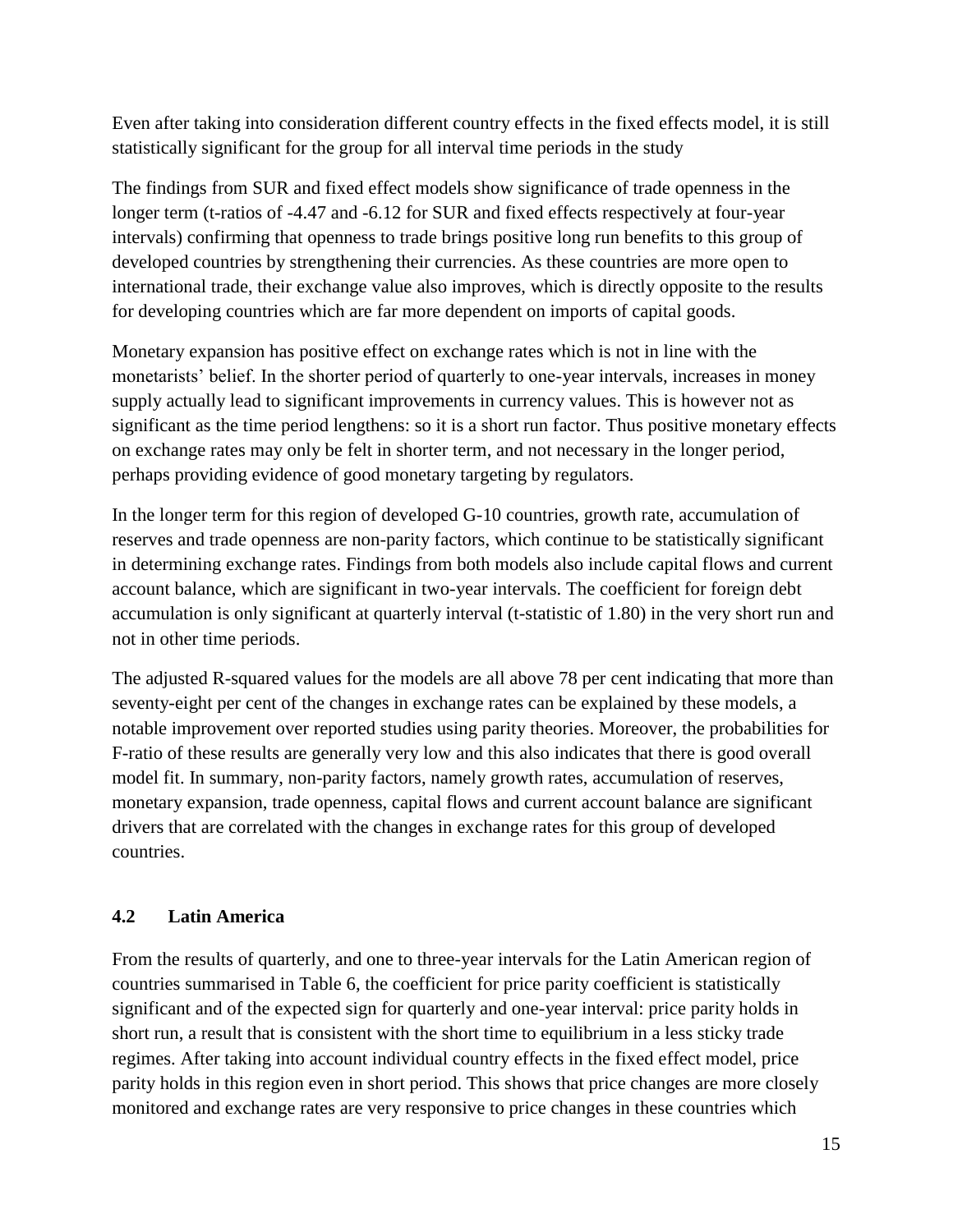Even after taking into consideration different country effects in the fixed effects model, it is still statistically significant for the group for all interval time periods in the study

The findings from SUR and fixed effect models show significance of trade openness in the longer term (t-ratios of -4.47 and -6.12 for SUR and fixed effects respectively at four-year intervals) confirming that openness to trade brings positive long run benefits to this group of developed countries by strengthening their currencies. As these countries are more open to international trade, their exchange value also improves, which is directly opposite to the results for developing countries which are far more dependent on imports of capital goods.

Monetary expansion has positive effect on exchange rates which is not in line with the monetarists' belief. In the shorter period of quarterly to one-year intervals, increases in money supply actually lead to significant improvements in currency values. This is however not as significant as the time period lengthens: so it is a short run factor. Thus positive monetary effects on exchange rates may only be felt in shorter term, and not necessary in the longer period, perhaps providing evidence of good monetary targeting by regulators.

In the longer term for this region of developed G-10 countries, growth rate, accumulation of reserves and trade openness are non-parity factors, which continue to be statistically significant in determining exchange rates. Findings from both models also include capital flows and current account balance, which are significant in two-year intervals. The coefficient for foreign debt accumulation is only significant at quarterly interval (t-statistic of 1.80) in the very short run and not in other time periods.

The adjusted R-squared values for the models are all above 78 per cent indicating that more than seventy-eight per cent of the changes in exchange rates can be explained by these models, a notable improvement over reported studies using parity theories. Moreover, the probabilities for F-ratio of these results are generally very low and this also indicates that there is good overall model fit. In summary, non-parity factors, namely growth rates, accumulation of reserves, monetary expansion, trade openness, capital flows and current account balance are significant drivers that are correlated with the changes in exchange rates for this group of developed countries.

## 4.2 Latin America

From the results of quarterly, and one to three-year intervals for the Latin American region of countries summarised in Table 6, the coefficient for price parity coefficient is statistically significant and of the expected sign for quarterly and one-year interval: price parity holds in short run, a result that is consistent with the short time to equilibrium in a less sticky trade regimes. After taking into account individual country effects in the fixed effect model, price parity holds in this region even in short period. This shows that price changes are more closely monitored and exchange rates are very responsive to price changes in these countries which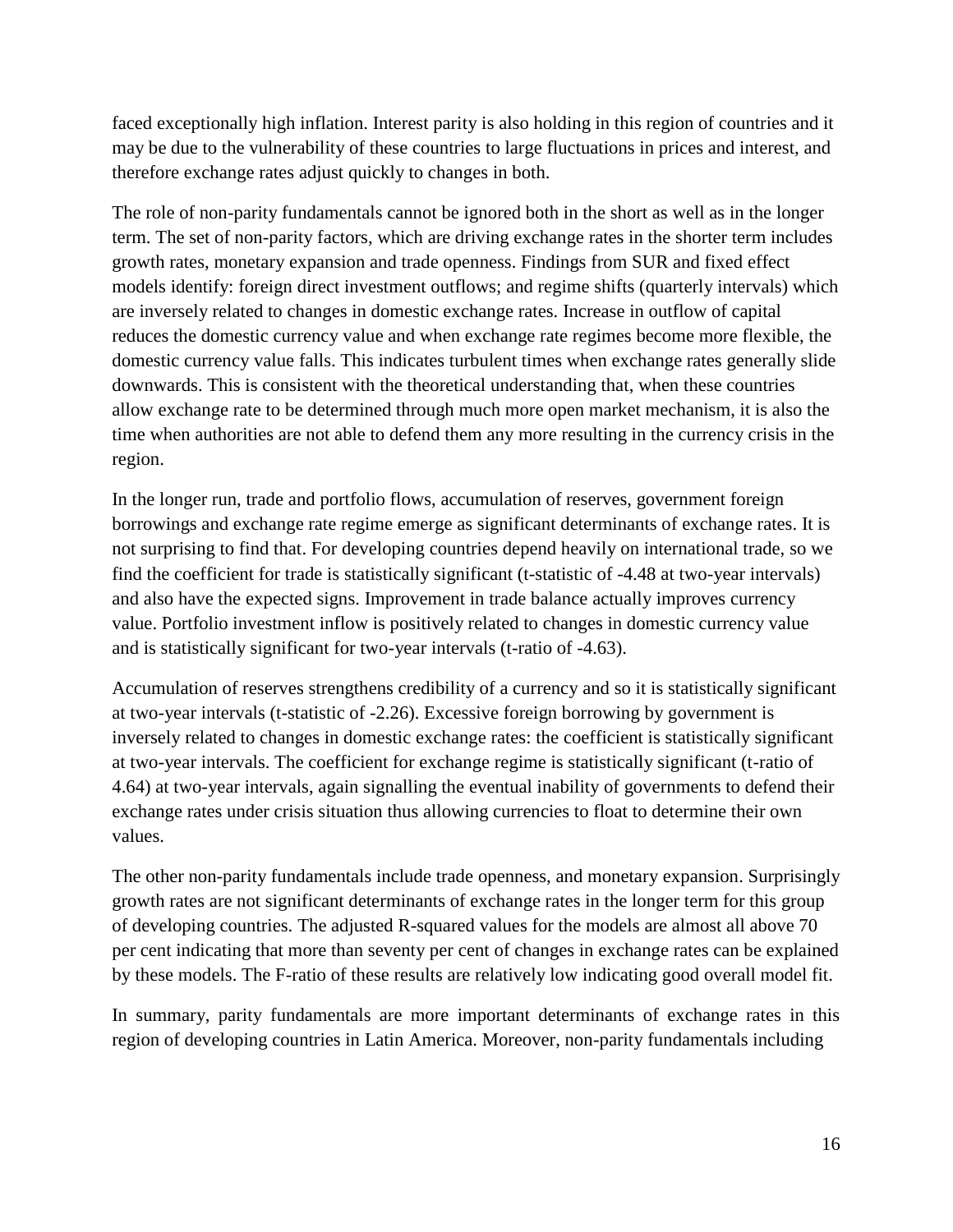faced exceptionally high inflation. Interest parity is also holding in this region of countries and it may be due to the vulnerability of these countries to large fluctuations in prices and interest, and therefore exchange rates adjust quickly to changes in both.

The role of non-parity fundamentals cannot be ignored both in the short as well as in the longer term. The set of non-parity factors, which are driving exchange rates in the shorter term includes growth rates, monetary expansion and trade openness. Findings from SUR and fixed effect models identify: foreign direct investment outflows; and regime shifts (quarterly intervals) which are inversely related to changes in domestic exchange rates. Increase in outflow of capital reduces the domestic currency value and when exchange rate regimes become more flexible, the domestic currency value falls. This indicates turbulent times when exchange rates generally slide downwards. This is consistent with the theoretical understanding that, when these countries allow exchange rate to be determined through much more open market mechanism, it is also the time when authorities are not able to defend them any more resulting in the currency crisis in the region.

In the longer run, trade and portfolio flows, accumulation of reserves, government foreign borrowings and exchange rate regime emerge as significant determinants of exchange rates. It is not surprising to find that. For developing countries depend heavily on international trade, so we find the coefficient for trade is statistically significant (t-statistic of -4.48 at two-year intervals) and also have the expected signs. Improvement in trade balance actually improves currency value. Portfolio investment inflow is positively related to changes in domestic currency value and is statistically significant for two-year intervals (t-ratio of -4.63).

Accumulation of reserves strengthens credibility of a currency and so it is statistically significant at two-year intervals (t-statistic of -2.26). Excessive foreign borrowing by government is inversely related to changes in domestic exchange rates: the coefficient is statistically significant at two-year intervals. The coefficient for exchange regime is statistically significant (t-ratio of 4.64) at two-year intervals, again signalling the eventual inability of governments to defend their exchange rates under crisis situation thus allowing currencies to float to determine their own values.

The other non-parity fundamentals include trade openness, and monetary expansion. Surprisingly growth rates are not significant determinants of exchange rates in the longer term for this group of developing countries. The adjusted R-squared values for the models are almost all above 70 per cent indicating that more than seventy per cent of changes in exchange rates can be explained by these models. The F-ratio of these results are relatively low indicating good overall model fit.

In summary, parity fundamentals are more important determinants of exchange rates in this region of developing countries in Latin America. Moreover, non-parity fundamentals including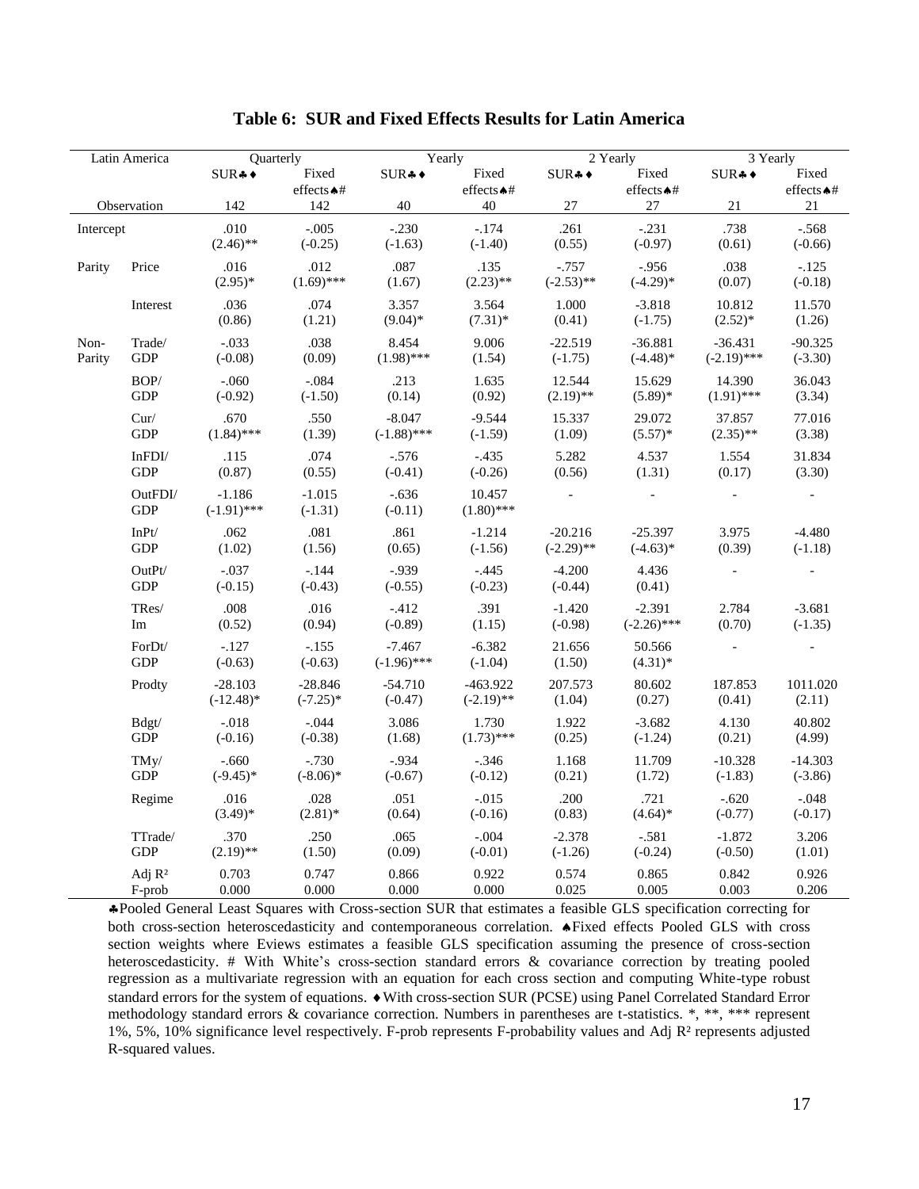**Table 6: SUR and Fixed Effects Results for Latin America**

| Latin America | | Quarterly | | Yearly | | 2 Yearly | | 3 Yearly | |
|---|---|---|---|---|---|---|---|---|---|
| | | SUR♣♦ | Fixed effects♠# | SUR♣♦ | Fixed effects♠# | SUR♣♦ | Fixed effects♠# | SUR♣♦ | Fixed effects♠# |
| Observation | | 142 | 142 | 40 | 40 | 27 | 27 | 21 | 21 |
| Intercept | | .010 (2.46)** | -.005 (-0.25) | -.230 (-1.63) | -.174 (-1.40) | .261 (0.55) | -.231 (-0.97) | .738 (0.61) | -.568 (-0.66) |
| Parity | Price | .016 (2.95)* | .012 (1.69)*** | .087 (1.67) | .135 (2.23)** | -.757 (-2.53)** | -.956 (-4.29)* | .038 (0.07) | -.125 (-0.18) |
| | Interest | .036 (0.86) | .074 (1.21) | 3.357 (9.04)* | 3.564 (7.31)* | 1.000 (0.41) | -3.818 (-1.75) | 10.812 (2.52)* | 11.570 (1.26) |
| Non-Parity | Trade/GDP | -.033 (-0.08) | .038 (0.09) | 8.454 (1.98)*** | 9.006 (1.54) | -22.519 (-1.75) | -36.881 (-4.48)* | -36.431 (-2.19)*** | -90.325 (-3.30) |
| | BOP/GDP | -.060 (-0.92) | -.084 (-1.50) | .213 (0.14) | 1.635 (0.92) | 12.544 (2.19)** | 15.629 (5.89)* | 14.390 (1.91)*** | 36.043 (3.34) |
| | Cur/GDP | .670 (1.84)*** | .550 (1.39) | -8.047 (-1.88)*** | -9.544 (-1.59) | 15.337 (1.09) | 29.072 (5.57)* | 37.857 (2.35)** | 77.016 (3.38) |
| | InFDI/GDP | .115 (0.87) | .074 (0.55) | -.576 (-0.41) | -.435 (-0.26) | 5.282 (0.56) | 4.537 (1.31) | 1.554 (0.17) | 31.834 (3.30) |
| | OutFDI/GDP | -1.186 (-1.91)*** | -1.015 (-1.31) | -.636 (-0.11) | 10.457 (1.80)*** | - | - | - | - |
| | InPt/GDP | .062 (1.02) | .081 (1.56) | .861 (0.65) | -1.214 (-1.56) | -20.216 (-2.29)** | -25.397 (-4.63)* | 3.975 (0.39) | -4.480 (-1.18) |
| | OutPt/GDP | -.037 (-0.15) | -.144 (-0.43) | -.939 (-0.55) | -.445 (-0.23) | -4.200 (-0.44) | 4.436 (0.41) | - | - |
| | TRes/Im | .008 (0.52) | .016 (0.94) | -.412 (-0.89) | .391 (1.15) | -1.420 (-0.98) | -2.391 (-2.26)*** | 2.784 (0.70) | -3.681 (-1.35) |
| | ForDt/GDP | -.127 (-0.63) | -.155 (-0.63) | -7.467 (-1.96)*** | -6.382 (-1.04) | 21.656 (1.50) | 50.566 (4.31)* | - | - |
| | Prodty | -28.103 (-12.48)* | -28.846 (-7.25)* | -54.710 (-0.47) | -463.922 (-2.19)** | 207.573 (1.04) | 80.602 (0.27) | 187.853 (0.41) | 1011.020 (2.11) |
| | Bdgt/GDP | -.018 (-0.16) | -.044 (-0.38) | 3.086 (1.68) | 1.730 (1.73)*** | 1.922 (0.25) | -3.682 (-1.24) | 4.130 (0.21) | 40.802 (4.99) |
| | TMy/GDP | -.660 (-9.45)* | -.730 (-8.06)* | -.934 (-0.67) | -.346 (-0.12) | 1.168 (0.21) | 11.709 (1.72) | -10.328 (-1.83) | -14.303 (-3.86) |
| | Regime | .016 (3.49)* | .028 (2.81)* | .051 (0.64) | -.015 (-0.16) | .200 (0.83) | .721 (4.64)* | -.620 (-0.77) | -.048 (-0.17) |
| | TTrade/GDP | .370 (2.19)** | .250 (1.50) | .065 (0.09) | -.004 (-0.01) | -2.378 (-1.26) | -.581 (-0.24) | -1.872 (-0.50) | 3.206 (1.01) |
| | Adj $R^2$ | 0.703 | 0.747 | 0.866 | 0.922 | 0.574 | 0.865 | 0.842 | 0.926 |
| | F-prob | 0.000 | 0.000 | 0.000 | 0.000 | 0.025 | 0.005 | 0.003 | 0.206 |

♣Pooled General Least Squares with Cross-section SUR that estimates a feasible GLS specification correcting for both cross-section heteroscedasticity and contemporaneous correlation. ♠Fixed effects Pooled GLS with cross section weights where Eviews estimates a feasible GLS specification assuming the presence of cross-section heteroscedasticity. # With White's cross-section standard errors & covariance correction by treating pooled regression as a multivariate regression with an equation for each cross section and computing White-type robust standard errors for the system of equations. ♦With cross-section SUR (PCSE) using Panel Correlated Standard Error methodology standard errors & covariance correction. Numbers in parentheses are t-statistics. *, **, *** represent 1%, 5%, 10% significance level respectively. F-prob represents F-probability values and Adj $R^2$ represents adjusted R-squared values.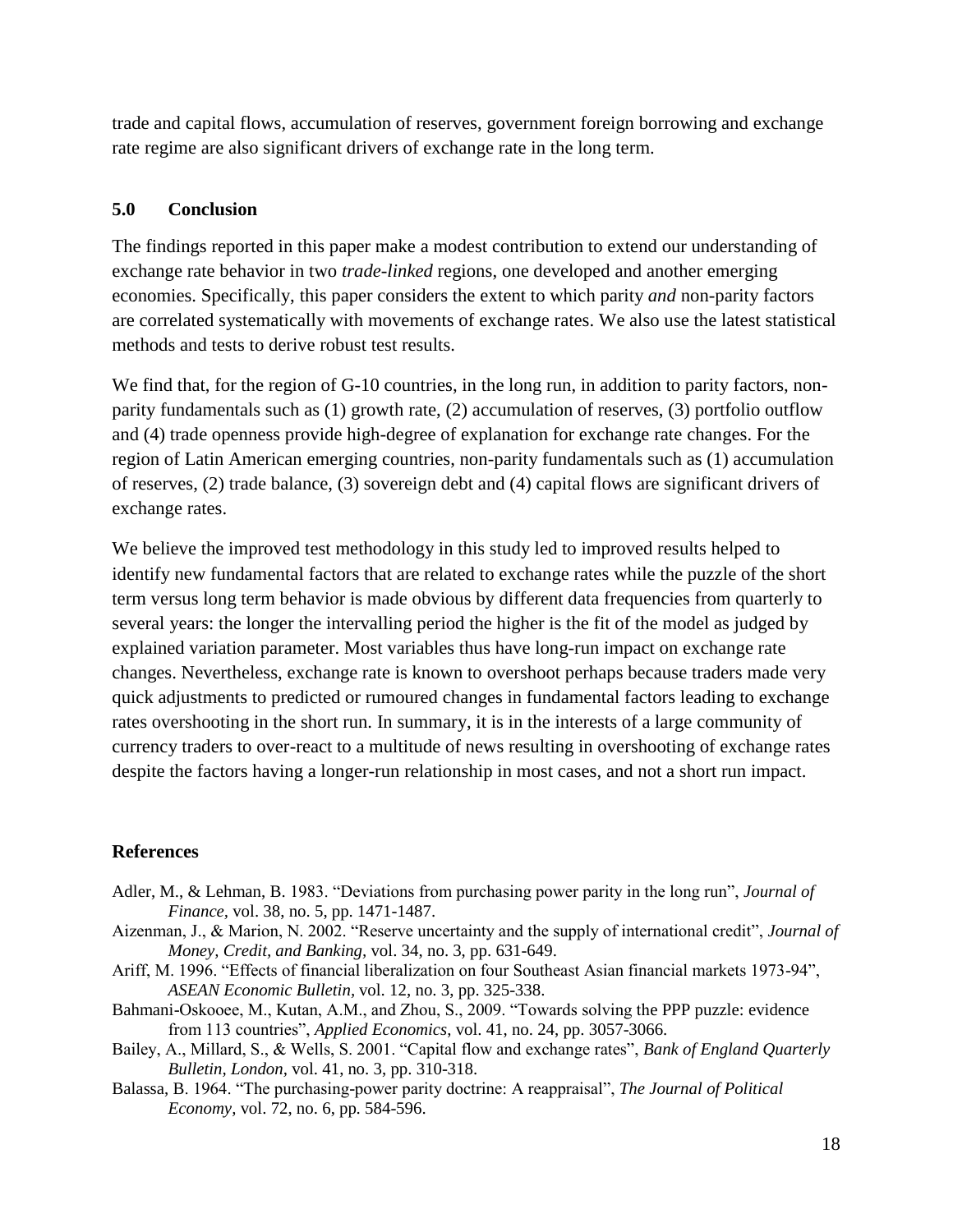trade and capital flows, accumulation of reserves, government foreign borrowing and exchange rate regime are also significant drivers of exchange rate in the long term.

## 5.0 Conclusion

The findings reported in this paper make a modest contribution to extend our understanding of exchange rate behavior in two *trade-linked* regions, one developed and another emerging economies. Specifically, this paper considers the extent to which parity *and* non-parity factors are correlated systematically with movements of exchange rates. We also use the latest statistical methods and tests to derive robust test results.

We find that, for the region of G-10 countries, in the long run, in addition to parity factors, non-parity fundamentals such as (1) growth rate, (2) accumulation of reserves, (3) portfolio outflow and (4) trade openness provide high-degree of explanation for exchange rate changes. For the region of Latin American emerging countries, non-parity fundamentals such as (1) accumulation of reserves, (2) trade balance, (3) sovereign debt and (4) capital flows are significant drivers of exchange rates.

We believe the improved test methodology in this study led to improved results helped to identify new fundamental factors that are related to exchange rates while the puzzle of the short term versus long term behavior is made obvious by different data frequencies from quarterly to several years: the longer the intervalling period the higher is the fit of the model as judged by explained variation parameter. Most variables thus have long-run impact on exchange rate changes. Nevertheless, exchange rate is known to overshoot perhaps because traders made very quick adjustments to predicted or rumoured changes in fundamental factors leading to exchange rates overshooting in the short run. In summary, it is in the interests of a large community of currency traders to over-react to a multitude of news resulting in overshooting of exchange rates despite the factors having a longer-run relationship in most cases, and not a short run impact.

## References

Adler, M., & Lehman, B. 1983. "Deviations from purchasing power parity in the long run", *Journal of Finance*, vol. 38, no. 5, pp. 1471-1487.

Aizenman, J., & Marion, N. 2002. "Reserve uncertainty and the supply of international credit", *Journal of Money, Credit, and Banking*, vol. 34, no. 3, pp. 631-649.

Ariff, M. 1996. "Effects of financial liberalization on four Southeast Asian financial markets 1973-94", *ASEAN Economic Bulletin*, vol. 12, no. 3, pp. 325-338.

Bahmani-Oskooee, M., Kutan, A.M., and Zhou, S., 2009. "Towards solving the PPP puzzle: evidence from 113 countries", *Applied Economics*, vol. 41, no. 24, pp. 3057-3066.

Bailey, A., Millard, S., & Wells, S. 2001. "Capital flow and exchange rates", *Bank of England Quarterly Bulletin, London*, vol. 41, no. 3, pp. 310-318.

Balassa, B. 1964. "The purchasing-power parity doctrine: A reappraisal", *The Journal of Political Economy*, vol. 72, no. 6, pp. 584-596.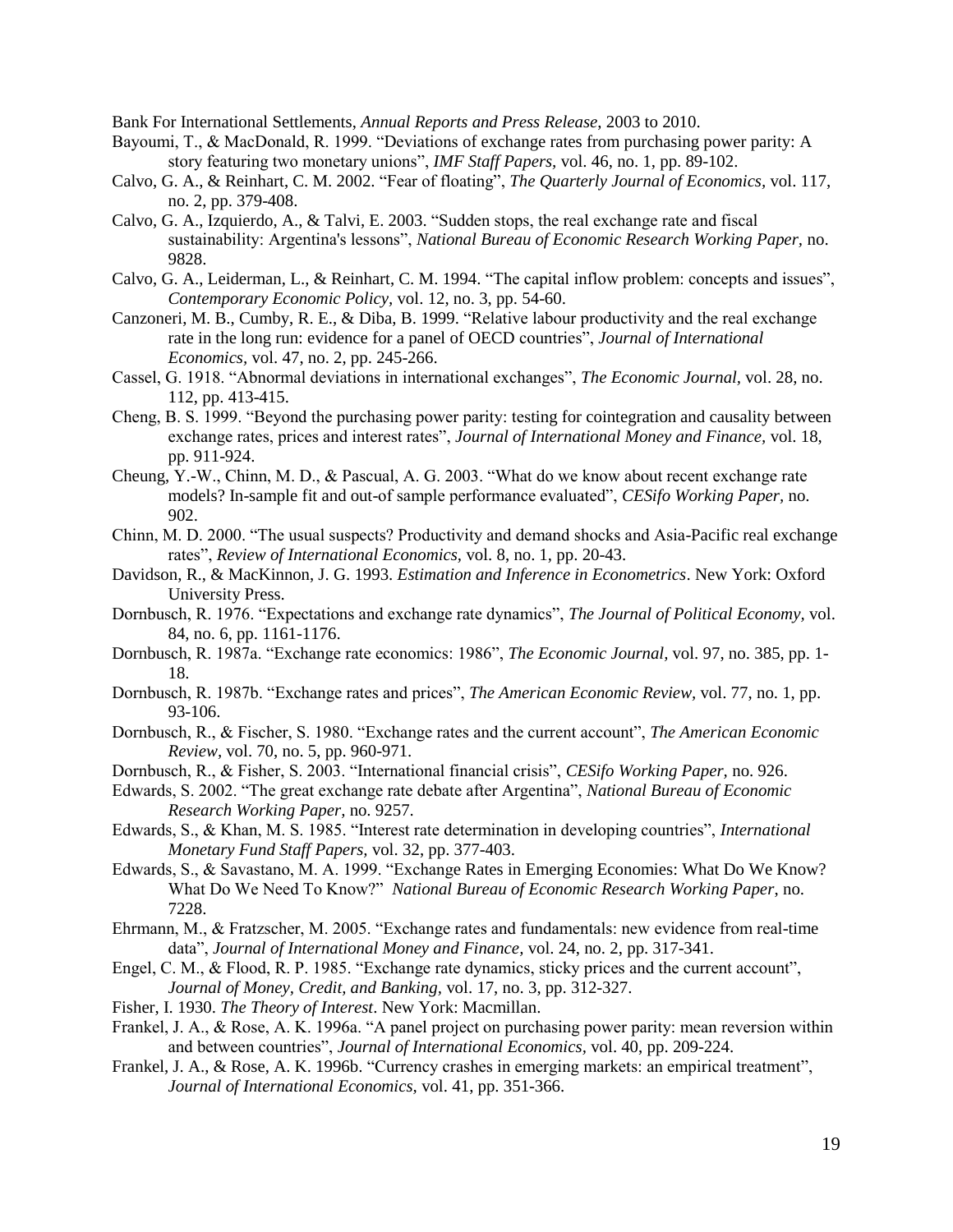Bank For International Settlements, *Annual Reports and Press Release*, 2003 to 2010.

Bayoumi, T., & MacDonald, R. 1999. "Deviations of exchange rates from purchasing power parity: A story featuring two monetary unions", *IMF Staff Papers*, vol. 46, no. 1, pp. 89-102.

Calvo, G. A., & Reinhart, C. M. 2002. "Fear of floating", *The Quarterly Journal of Economics*, vol. 117, no. 2, pp. 379-408.

Calvo, G. A., Izquierdo, A., & Talvi, E. 2003. "Sudden stops, the real exchange rate and fiscal sustainability: Argentina's lessons", *National Bureau of Economic Research Working Paper*, no. 9828.

Calvo, G. A., Leiderman, L., & Reinhart, C. M. 1994. "The capital inflow problem: concepts and issues", *Contemporary Economic Policy*, vol. 12, no. 3, pp. 54-60.

Canzoneri, M. B., Cumby, R. E., & Diba, B. 1999. "Relative labour productivity and the real exchange rate in the long run: evidence for a panel of OECD countries", *Journal of International Economics*, vol. 47, no. 2, pp. 245-266.

Cassel, G. 1918. "Abnormal deviations in international exchanges", *The Economic Journal*, vol. 28, no. 112, pp. 413-415.

Cheng, B. S. 1999. "Beyond the purchasing power parity: testing for cointegration and causality between exchange rates, prices and interest rates", *Journal of International Money and Finance*, vol. 18, pp. 911-924.

Cheung, Y.-W., Chinn, M. D., & Pascual, A. G. 2003. "What do we know about recent exchange rate models? In-sample fit and out-of sample performance evaluated", *CESifo Working Paper*, no. 902.

Chinn, M. D. 2000. "The usual suspects? Productivity and demand shocks and Asia-Pacific real exchange rates", *Review of International Economics*, vol. 8, no. 1, pp. 20-43.

Davidson, R., & MacKinnon, J. G. 1993. *Estimation and Inference in Econometrics*. New York: Oxford University Press.

Dornbusch, R. 1976. "Expectations and exchange rate dynamics", *The Journal of Political Economy*, vol. 84, no. 6, pp. 1161-1176.

Dornbusch, R. 1987a. "Exchange rate economics: 1986", *The Economic Journal*, vol. 97, no. 385, pp. 1-18.

Dornbusch, R. 1987b. "Exchange rates and prices", *The American Economic Review*, vol. 77, no. 1, pp. 93-106.

Dornbusch, R., & Fischer, S. 1980. "Exchange rates and the current account", *The American Economic Review*, vol. 70, no. 5, pp. 960-971.

Dornbusch, R., & Fisher, S. 2003. "International financial crisis", *CESifo Working Paper*, no. 926.

Edwards, S. 2002. "The great exchange rate debate after Argentina", *National Bureau of Economic Research Working Paper*, no. 9257.

Edwards, S., & Khan, M. S. 1985. "Interest rate determination in developing countries", *International Monetary Fund Staff Papers*, vol. 32, pp. 377-403.

Edwards, S., & Savastano, M. A. 1999. "Exchange Rates in Emerging Economies: What Do We Know? What Do We Need To Know?" *National Bureau of Economic Research Working Paper*, no. 7228.

Ehrmann, M., & Fratzscher, M. 2005. "Exchange rates and fundamentals: new evidence from real-time data", *Journal of International Money and Finance*, vol. 24, no. 2, pp. 317-341.

Engel, C. M., & Flood, R. P. 1985. "Exchange rate dynamics, sticky prices and the current account", *Journal of Money, Credit, and Banking*, vol. 17, no. 3, pp. 312-327.

Fisher, I. 1930. *The Theory of Interest*. New York: Macmillan.

Frankel, J. A., & Rose, A. K. 1996a. "A panel project on purchasing power parity: mean reversion within and between countries", *Journal of International Economics*, vol. 40, pp. 209-224.

Frankel, J. A., & Rose, A. K. 1996b. "Currency crashes in emerging markets: an empirical treatment", *Journal of International Economics*, vol. 41, pp. 351-366.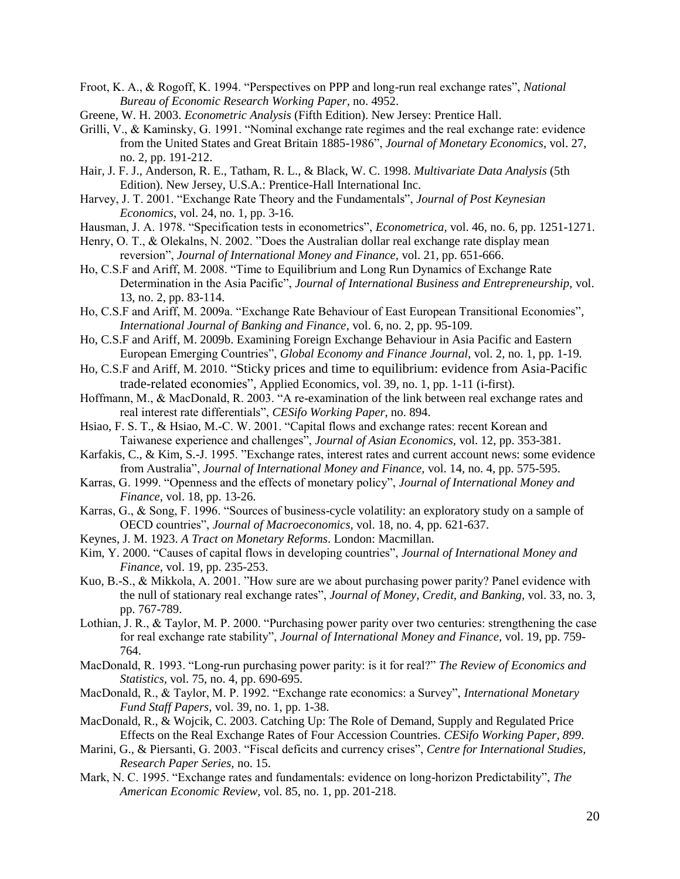Froot, K. A., & Rogoff, K. 1994. "Perspectives on PPP and long-run real exchange rates", *National Bureau of Economic Research Working Paper,* no. 4952.

Greene, W. H. 2003. *Econometric Analysis* (Fifth Edition). New Jersey: Prentice Hall.

Grilli, V., & Kaminsky, G. 1991. "Nominal exchange rate regimes and the real exchange rate: evidence from the United States and Great Britain 1885-1986", *Journal of Monetary Economics,* vol. 27, no. 2, pp. 191-212.

Hair, J. F. J., Anderson, R. E., Tatham, R. L., & Black, W. C. 1998. *Multivariate Data Analysis* (5th Edition). New Jersey, U.S.A.: Prentice-Hall International Inc.

Harvey, J. T. 2001. "Exchange Rate Theory and the Fundamentals", *Journal of Post Keynesian Economics*, vol. 24, no. 1, pp. 3-16.

Hausman, J. A. 1978. "Specification tests in econometrics", *Econometrica,* vol. 46, no. 6, pp. 1251-1271.

Henry, O. T., & Olekalns, N. 2002. "Does the Australian dollar real exchange rate display mean reversion", *Journal of International Money and Finance,* vol. 21, pp. 651-666.

Ho, C.S.F and Ariff, M. 2008. "Time to Equilibrium and Long Run Dynamics of Exchange Rate Determination in the Asia Pacific", *Journal of International Business and Entrepreneurship,* vol. 13, no. 2, pp. 83-114.

Ho, C.S.F and Ariff, M. 2009a. "Exchange Rate Behaviour of East European Transitional Economies", *International Journal of Banking and Finance*, vol. 6, no. 2, pp. 95-109.

Ho, C.S.F and Ariff, M. 2009b. Examining Foreign Exchange Behaviour in Asia Pacific and Eastern European Emerging Countries", *Global Economy and Finance Journal*, vol. 2, no. 1, pp. 1-19.

Ho, C.S.F and Ariff, M. 2010. "Sticky prices and time to equilibrium: evidence from Asia-Pacific trade-related economies", Applied Economics, vol. 39, no. 1, pp. 1-11 (i-first).

Hoffmann, M., & MacDonald, R. 2003. "A re-examination of the link between real exchange rates and real interest rate differentials", *CESifo Working Paper,* no. 894.

Hsiao, F. S. T., & Hsiao, M.-C. W. 2001. "Capital flows and exchange rates: recent Korean and Taiwanese experience and challenges", *Journal of Asian Economics,* vol. 12, pp. 353-381.

Karfakis, C., & Kim, S.-J. 1995. "Exchange rates, interest rates and current account news: some evidence from Australia", *Journal of International Money and Finance,* vol. 14, no. 4, pp. 575-595.

Karras, G. 1999. "Openness and the effects of monetary policy", *Journal of International Money and Finance,* vol. 18, pp. 13-26.

Karras, G., & Song, F. 1996. "Sources of business-cycle volatility: an exploratory study on a sample of OECD countries", *Journal of Macroeconomics,* vol. 18, no. 4, pp. 621-637.

Keynes, J. M. 1923. *A Tract on Monetary Reforms*. London: Macmillan.

Kim, Y. 2000. "Causes of capital flows in developing countries", *Journal of International Money and Finance,* vol. 19, pp. 235-253.

Kuo, B.-S., & Mikkola, A. 2001. "How sure are we about purchasing power parity? Panel evidence with the null of stationary real exchange rates", *Journal of Money, Credit, and Banking,* vol. 33, no. 3, pp. 767-789.

Lothian, J. R., & Taylor, M. P. 2000. "Purchasing power parity over two centuries: strengthening the case for real exchange rate stability", *Journal of International Money and Finance,* vol. 19, pp. 759-764.

MacDonald, R. 1993. "Long-run purchasing power parity: is it for real?" *The Review of Economics and Statistics,* vol. 75, no. 4, pp. 690-695.

MacDonald, R., & Taylor, M. P. 1992. "Exchange rate economics: a Survey", *International Monetary Fund Staff Papers,* vol. 39, no. 1, pp. 1-38.

MacDonald, R., & Wojcik, C. 2003. Catching Up: The Role of Demand, Supply and Regulated Price Effects on the Real Exchange Rates of Four Accession Countries. *CESifo Working Paper, 899*.

Marini, G., & Piersanti, G. 2003. "Fiscal deficits and currency crises", *Centre for International Studies, Research Paper Series,* no. 15.

Mark, N. C. 1995. "Exchange rates and fundamentals: evidence on long-horizon Predictability", *The American Economic Review,* vol. 85, no. 1, pp. 201-218.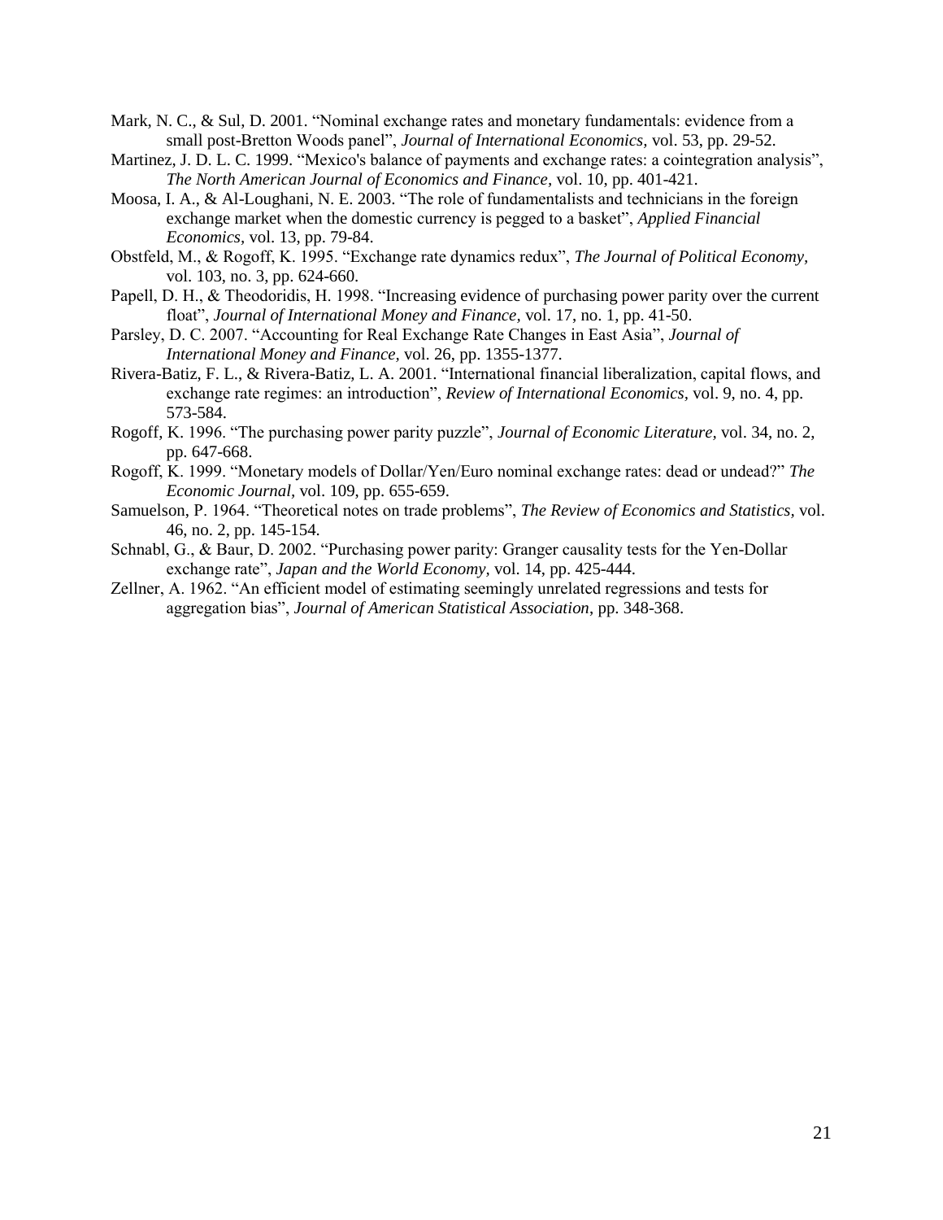Mark, N. C., & Sul, D. 2001. "Nominal exchange rates and monetary fundamentals: evidence from a small post-Bretton Woods panel", *Journal of International Economics*, vol. 53, pp. 29-52.

Martinez, J. D. L. C. 1999. "Mexico's balance of payments and exchange rates: a cointegration analysis", *The North American Journal of Economics and Finance*, vol. 10, pp. 401-421.

Moosa, I. A., & Al-Loughani, N. E. 2003. "The role of fundamentalists and technicians in the foreign exchange market when the domestic currency is pegged to a basket", *Applied Financial Economics*, vol. 13, pp. 79-84.

Obstfeld, M., & Rogoff, K. 1995. "Exchange rate dynamics redux", *The Journal of Political Economy*, vol. 103, no. 3, pp. 624-660.

Papell, D. H., & Theodoridis, H. 1998. "Increasing evidence of purchasing power parity over the current float", *Journal of International Money and Finance*, vol. 17, no. 1, pp. 41-50.

Parsley, D. C. 2007. "Accounting for Real Exchange Rate Changes in East Asia", *Journal of International Money and Finance*, vol. 26, pp. 1355-1377.

Rivera-Batiz, F. L., & Rivera-Batiz, L. A. 2001. "International financial liberalization, capital flows, and exchange rate regimes: an introduction", *Review of International Economics*, vol. 9, no. 4, pp. 573-584.

Rogoff, K. 1996. "The purchasing power parity puzzle", *Journal of Economic Literature*, vol. 34, no. 2, pp. 647-668.

Rogoff, K. 1999. "Monetary models of Dollar/Yen/Euro nominal exchange rates: dead or undead?" *The Economic Journal*, vol. 109, pp. 655-659.

Samuelson, P. 1964. "Theoretical notes on trade problems", *The Review of Economics and Statistics*, vol. 46, no. 2, pp. 145-154.

Schnabl, G., & Baur, D. 2002. "Purchasing power parity: Granger causality tests for the Yen-Dollar exchange rate", *Japan and the World Economy*, vol. 14, pp. 425-444.

Zellner, A. 1962. "An efficient model of estimating seemingly unrelated regressions and tests for aggregation bias", *Journal of American Statistical Association*, pp. 348-368.